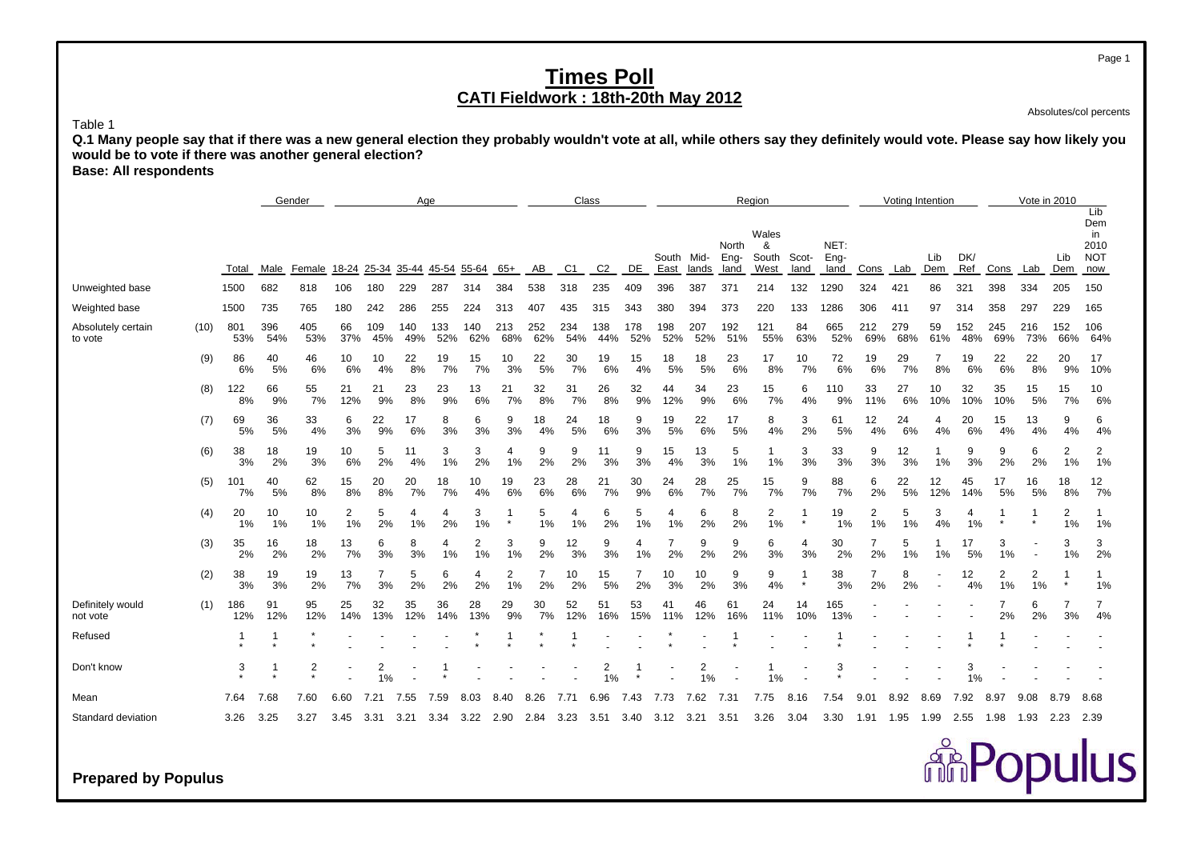# Times Poll

## CATI Fieldwork : 18th-20th May 2012

Absolutes/col percents

Table 1

**Q.1 Many people say that if there was a new general election they probably wouldn't vote at all, while others say they definitely would vote. Please say how likely you would be to vote if there was another general election?**

**Base: All respondents**

| | | | Gender | | Age | | | | | | Class | | | | Region | | | | | | Voting Intention | | | | Vote in 2010 | | | |
|---|---|---|---|---|---|---|---|---|---|---|---|---|---|---|---|---|---|---|---|---|---|---|---|---|---|---|---|---|
| | | Total | Male | Female | 18-24 | 25-34 | 35-44 | 45-54 | 55-64 | 65+ | AB | C1 | C2 | DE | South East | Mid-lands | North Eng-land | Wales & South West | Scot-land | NET: Eng-land | Cons | Lab | Lib Dem | DK/ Ref | Cons | Lab | Lib Dem | Lib Dem in 2010 NOT now |
| Unweighted base | | 1500 | 682 | 818 | 106 | 180 | 229 | 287 | 314 | 384 | 538 | 318 | 235 | 409 | 396 | 387 | 371 | 214 | 132 | 1290 | 324 | 421 | 86 | 321 | 398 | 334 | 205 | 150 |
| Weighted base | | 1500 | 735 | 765 | 180 | 242 | 286 | 255 | 224 | 313 | 407 | 435 | 315 | 343 | 380 | 394 | 373 | 220 | 133 | 1286 | 306 | 411 | 97 | 314 | 358 | 297 | 229 | 165 |
| Absolutely certain to vote | (10) | 801 | 396 | 405 | 66 | 109 | 140 | 133 | 140 | 213 | 252 | 234 | 138 | 178 | 198 | 207 | 192 | 121 | 84 | 665 | 212 | 279 | 59 | 152 | 245 | 216 | 152 | 106 |
| | | 53% | 54% | 53% | 37% | 45% | 49% | 52% | 62% | 68% | 62% | 54% | 44% | 52% | 52% | 52% | 51% | 55% | 63% | 52% | 69% | 68% | 61% | 48% | 69% | 73% | 66% | 64% |
| | (9) | 86 | 40 | 46 | 10 | 10 | 22 | 19 | 15 | 10 | 22 | 30 | 19 | 15 | 18 | 18 | 23 | 17 | 10 | 72 | 19 | 29 | 7 | 19 | 22 | 22 | 20 | 17 |
| | | 6% | 5% | 6% | 6% | 4% | 8% | 7% | 7% | 3% | 5% | 7% | 6% | 4% | 5% | 5% | 6% | 8% | 7% | 6% | 6% | 7% | 8% | 6% | 6% | 8% | 9% | 10% |
| | (8) | 122 | 66 | 55 | 21 | 21 | 23 | 23 | 13 | 21 | 32 | 31 | 26 | 32 | 44 | 34 | 23 | 15 | 6 | 110 | 33 | 27 | 10 | 32 | 35 | 15 | 15 | 10 |
| | | 8% | 9% | 7% | 12% | 9% | 8% | 9% | 6% | 7% | 8% | 7% | 8% | 9% | 12% | 9% | 6% | 7% | 4% | 9% | 11% | 6% | 10% | 10% | 10% | 5% | 7% | 6% |
| | (7) | 69 | 36 | 33 | 6 | 22 | 17 | 8 | 6 | 9 | 18 | 24 | 18 | 9 | 19 | 22 | 17 | 8 | 3 | 61 | 12 | 24 | 4 | 20 | 15 | 13 | 9 | 6 |
| | | 5% | 5% | 4% | 3% | 9% | 6% | 3% | 3% | 3% | 4% | 5% | 6% | 3% | 5% | 6% | 5% | 4% | 2% | 5% | 4% | 6% | 4% | 6% | 4% | 4% | 4% | 4% |
| | (6) | 38 | 18 | 19 | 10 | 5 | 11 | 3 | 3 | 4 | 9 | 9 | 11 | 9 | 15 | 13 | 5 | 1 | 3 | 33 | 9 | 12 | 1 | 9 | 9 | 6 | 2 | 2 |
| | | 3% | 2% | 3% | 6% | 2% | 4% | 1% | 2% | 1% | 2% | 2% | 3% | 3% | 4% | 3% | 1% | 1% | 3% | 3% | 3% | 3% | 1% | 3% | 2% | 2% | 1% | 1% |
| | (5) | 101 | 40 | 62 | 15 | 20 | 20 | 18 | 10 | 19 | 23 | 28 | 21 | 30 | 24 | 28 | 25 | 15 | 9 | 88 | 6 | 22 | 12 | 45 | 17 | 16 | 18 | 12 |
| | | 7% | 5% | 8% | 8% | 8% | 7% | 7% | 4% | 6% | 6% | 6% | 7% | 9% | 6% | 7% | 7% | 7% | 7% | 7% | 2% | 5% | 12% | 14% | 5% | 5% | 8% | 7% |
| | (4) | 20 | 10 | 10 | 2 | 5 | 4 | 4 | 3 | 1 | 5 | 4 | 6 | 5 | 4 | 6 | 8 | 2 | 1 | 19 | 2 | 5 | 3 | 4 | 1 | 1 | 2 | 1 |
| | | 1% | 1% | 1% | 1% | 2% | 1% | 2% | 1% | * | 1% | 1% | 2% | 1% | 1% | 2% | 2% | 1% | * | 1% | 1% | 1% | 4% | 1% | * | * | 1% | 1% |
| | (3) | 35 | 16 | 18 | 13 | 6 | 8 | 4 | 2 | 3 | 9 | 12 | 9 | 4 | 7 | 9 | 9 | 6 | 4 | 30 | 7 | 5 | 1 | 17 | 3 | - | 3 | 3 |
| | | 2% | 2% | 2% | 7% | 3% | 3% | 1% | 1% | 1% | 2% | 3% | 3% | 1% | 2% | 2% | 2% | 3% | 3% | 2% | 2% | 1% | 1% | 5% | 1% | - | 1% | 2% |
| | (2) | 38 | 19 | 19 | 13 | 7 | 5 | 6 | 4 | 2 | 7 | 10 | 15 | 7 | 10 | 10 | 9 | 9 | 1 | 38 | 7 | 8 | - | 12 | 2 | 2 | 1 | 1 |
| | | 3% | 3% | 2% | 7% | 3% | 2% | 2% | 2% | 1% | 2% | 2% | 5% | 2% | 3% | 2% | 3% | 4% | * | 3% | 2% | 2% | - | 4% | 1% | 1% | * | 1% |
| Definitely would not vote | (1) | 186 | 91 | 95 | 25 | 32 | 35 | 36 | 28 | 29 | 30 | 52 | 51 | 53 | 41 | 46 | 61 | 24 | 14 | 165 | - | - | - | - | 7 | 6 | 7 | 7 |
| | | 12% | 12% | 12% | 14% | 13% | 12% | 14% | 13% | 9% | 7% | 12% | 16% | 15% | 11% | 12% | 16% | 11% | 10% | 13% | - | - | - | - | 2% | 2% | 3% | 4% |
| Refused | | 1 | 1 | * | - | - | - | - | * | 1 | * | 1 | - | - | * | - | 1 | - | - | 1 | - | - | - | 1 | 1 | - | - | - |
| | | * | * | * | - | - | - | - | * | * | * | * | - | - | * | - | * | - | - | * | - | - | - | * | * | - | - | - |
| Don't know | | 3 | 1 | 2 | - | 2 | - | 1 | - | - | - | - | 2 | 1 | - | 2 | - | 1 | - | 3 | - | - | - | 3 | - | - | - | - |
| | | * | * | * | - | 1% | - | * | - | - | - | - | 1% | * | - | 1% | - | 1% | - | * | - | - | - | 1% | - | - | - | - |
| Mean | | 7.64 | 7.68 | 7.60 | 6.60 | 7.21 | 7.55 | 7.59 | 8.03 | 8.40 | 8.26 | 7.71 | 6.96 | 7.43 | 7.73 | 7.62 | 7.31 | 7.75 | 8.16 | 7.54 | 9.01 | 8.92 | 8.69 | 7.92 | 8.97 | 9.08 | 8.79 | 8.68 |
| Standard deviation | | 3.26 | 3.25 | 3.27 | 3.45 | 3.31 | 3.21 | 3.34 | 3.22 | 2.90 | 2.84 | 3.23 | 3.51 | 3.40 | 3.12 | 3.21 | 3.51 | 3.26 | 3.04 | 3.30 | 1.91 | 1.95 | 1.99 | 2.55 | 1.98 | 1.93 | 2.23 | 2.39 |

**Prepared by Populus**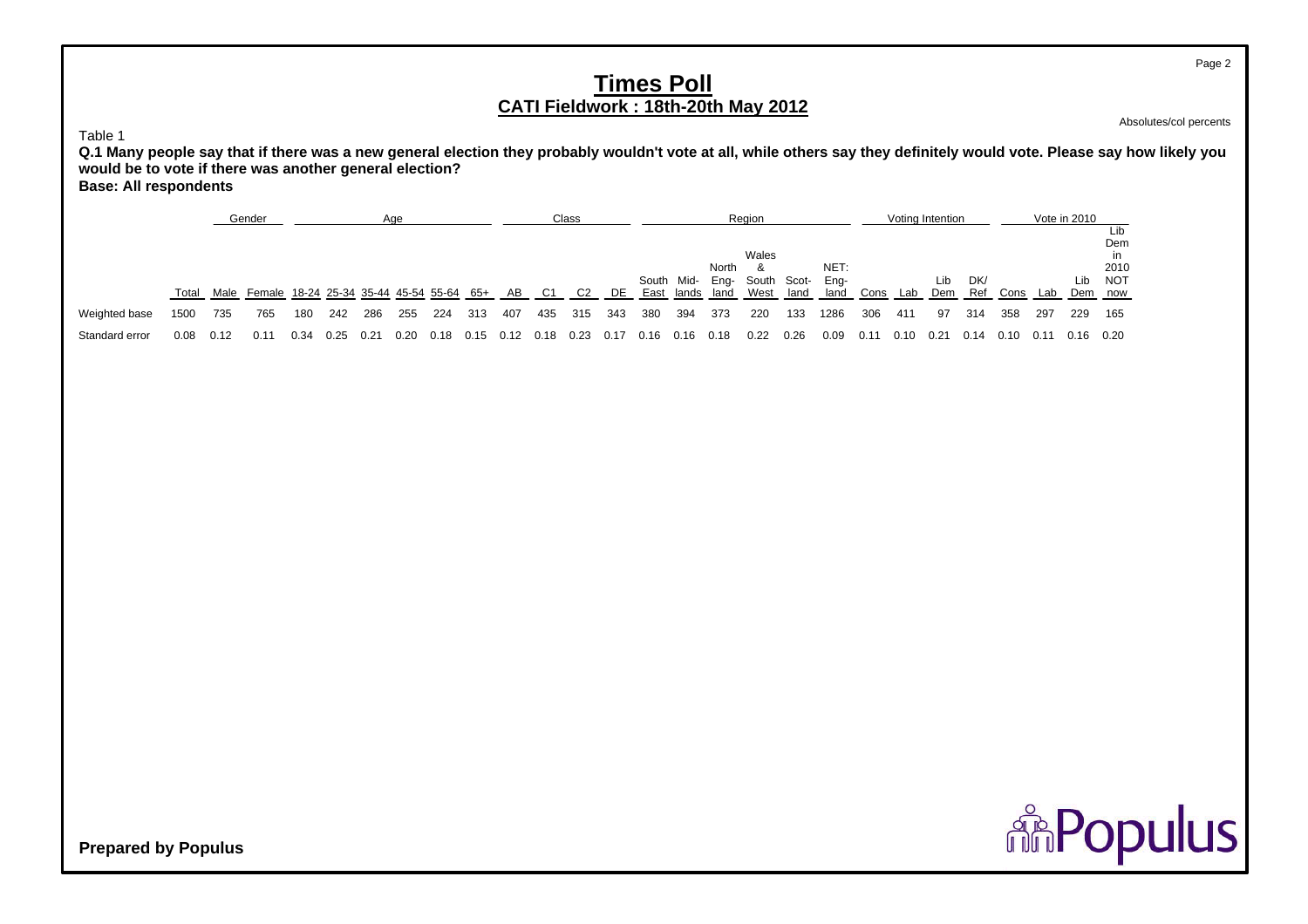# Times Poll

## CATI Fieldwork : 18th-20th May 2012

Absolutes/col percents

Table 1

**Q.1 Many people say that if there was a new general election they probably wouldn't vote at all, while others say they definitely would vote. Please say how likely you would be to vote if there was another general election?**

**Base: All respondents**

| | | Gender | | Age | | | | | | Class | | | | Region | | | | | | Voting Intention | | | | Vote in 2010 | | | |
|---|---|---|---|---|---|---|---|---|---|---|---|---|---|---|---|---|---|---|---|---|---|---|---|---|---|---|---|
| | Total | Male | Female | 18-24 | 25-34 | 35-44 | 45-54 | 55-64 | 65+ | AB | C1 | C2 | DE | South East | Mid-lands | North Eng-land | Wales & South West | Scot-land | NET: Eng-land | Cons | Lab | Lib Dem | DK/ Ref | Cons | Lab | Lib Dem | Lib Dem in 2010 NOT now |
| Weighted base | 1500 | 735 | 765 | 180 | 242 | 286 | 255 | 224 | 313 | 407 | 435 | 315 | 343 | 380 | 394 | 373 | 220 | 133 | 1286 | 306 | 411 | 97 | 314 | 358 | 297 | 229 | 165 |
| Standard error | 0.08 | 0.12 | 0.11 | 0.34 | 0.25 | 0.21 | 0.20 | 0.18 | 0.15 | 0.12 | 0.18 | 0.23 | 0.17 | 0.16 | 0.16 | 0.18 | 0.22 | 0.26 | 0.09 | 0.11 | 0.10 | 0.21 | 0.14 | 0.10 | 0.11 | 0.16 | 0.20 |

**Prepared by Populus**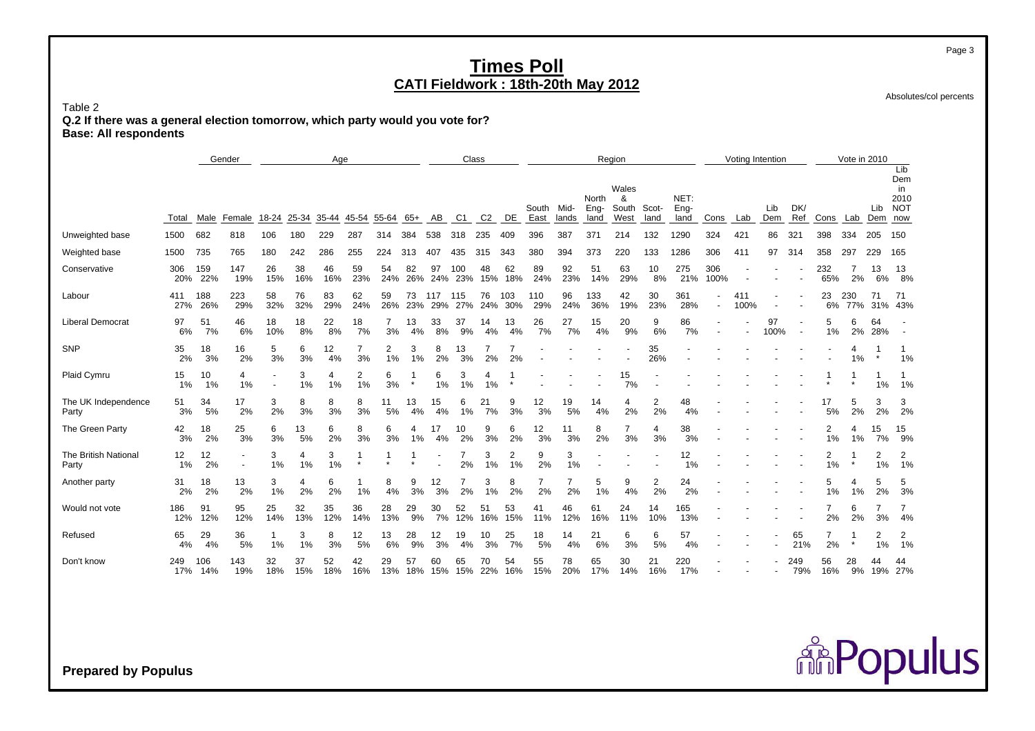# Times Poll

## CATI Fieldwork : 18th-20th May 2012

Absolutes/col percents

Table 2

**Q.2 If there was a general election tomorrow, which party would you vote for?**
**Base: All respondents**

| | Total | Gender | | Age | | | | | | Class | | | | Region | | | | | | Voting Intention | | | | Vote in 2010 | | | |
|---|---|---|---|---|---|---|---|---|---|---|---|---|---|---|---|---|---|---|---|---|---|---|---|---|---|---|---|
| | Total | Male | Female | 18-24 | 25-34 | 35-44 | 45-54 | 55-64 | 65+ | AB | C1 | C2 | DE | South East | Mid-lands | North Eng-land | Wales & South West | Scot-land | NET: Eng-land | Cons | Lab | Lib Dem | DK/ Ref | Cons | Lab | Lib Dem | Lib Dem in 2010 NOT now |
| Unweighted base | 1500 | 682 | 818 | 106 | 180 | 229 | 287 | 314 | 384 | 538 | 318 | 235 | 409 | 396 | 387 | 371 | 214 | 132 | 1290 | 324 | 421 | 86 | 321 | 398 | 334 | 205 | 150 |
| Weighted base | 1500 | 735 | 765 | 180 | 242 | 286 | 255 | 224 | 313 | 407 | 435 | 315 | 343 | 380 | 394 | 373 | 220 | 133 | 1286 | 306 | 411 | 97 | 314 | 358 | 297 | 229 | 165 |
| Conservative | 306 | 159 | 147 | 26 | 38 | 46 | 59 | 54 | 82 | 97 | 100 | 48 | 62 | 89 | 92 | 51 | 63 | 10 | 275 | 306 | - | - | - | 232 | 7 | 13 | 13 |
| | 20% | 22% | 19% | 15% | 16% | 16% | 23% | 24% | 26% | 24% | 23% | 15% | 18% | 24% | 23% | 14% | 29% | 8% | 21% | 100% | - | - | - | 65% | 2% | 6% | 8% |
| Labour | 411 | 188 | 223 | 58 | 76 | 83 | 62 | 59 | 73 | 117 | 115 | 76 | 103 | 110 | 96 | 133 | 42 | 30 | 361 | - | 411 | - | - | 23 | 230 | 71 | 71 |
| | 27% | 26% | 29% | 32% | 32% | 29% | 24% | 26% | 23% | 29% | 27% | 24% | 30% | 29% | 24% | 36% | 19% | 23% | 28% | - | 100% | - | - | 6% | 77% | 31% | 43% |
| Liberal Democrat | 97 | 51 | 46 | 18 | 18 | 22 | 18 | 7 | 13 | 33 | 37 | 14 | 13 | 26 | 27 | 15 | 20 | 9 | 86 | - | - | 97 | - | 5 | 6 | 64 | - |
| | 6% | 7% | 6% | 10% | 8% | 8% | 7% | 3% | 4% | 8% | 9% | 4% | 4% | 7% | 7% | 4% | 9% | 6% | 7% | - | - | 100% | - | 1% | 2% | 28% | - |
| SNP | 35 | 18 | 16 | 5 | 6 | 12 | 7 | 2 | 3 | 8 | 13 | 7 | 7 | - | - | - | - | 35 | - | - | - | - | - | - | 4 | 1 | 1 |
| | 2% | 3% | 2% | 3% | 3% | 4% | 3% | 1% | 1% | 2% | 3% | 2% | 2% | - | - | - | - | 26% | - | - | - | - | - | - | 1% | * | 1% |
| Plaid Cymru | 15 | 10 | 4 | - | 3 | 4 | 2 | 6 | 1 | 6 | 3 | 4 | 1 | - | - | - | 15 | - | - | - | - | - | - | 1 | 1 | 1 | 1 |
| | 1% | 1% | 1% | - | 1% | 1% | 1% | 3% | * | 1% | 1% | 1% | * | - | - | - | 7% | - | - | - | - | - | - | * | * | 1% | 1% |
| The UK Independence Party | 51 | 34 | 17 | 3 | 8 | 8 | 8 | 11 | 13 | 15 | 6 | 21 | 9 | 12 | 19 | 14 | 4 | 2 | 48 | - | - | - | - | 17 | 5 | 3 | 3 |
| | 3% | 5% | 2% | 2% | 3% | 3% | 3% | 5% | 4% | 4% | 1% | 7% | 3% | 3% | 5% | 4% | 2% | 2% | 4% | - | - | - | - | 5% | 2% | 2% | 2% |
| The Green Party | 42 | 18 | 25 | 6 | 13 | 6 | 8 | 6 | 4 | 17 | 10 | 9 | 6 | 12 | 11 | 8 | 7 | 4 | 38 | - | - | - | - | 2 | 4 | 15 | 15 |
| | 3% | 2% | 3% | 3% | 5% | 2% | 3% | 3% | 1% | 4% | 2% | 3% | 2% | 3% | 3% | 2% | 3% | 3% | 3% | - | - | - | - | 1% | 1% | 7% | 9% |
| The British National Party | 12 | 12 | - | 3 | 4 | 3 | 1 | 1 | 1 | - | 7 | 3 | 2 | 9 | 3 | - | - | - | 12 | - | - | - | - | 2 | 1 | 2 | 2 |
| | 1% | 2% | - | 1% | 1% | 1% | * | * | * | - | 2% | 1% | 1% | 2% | 1% | - | - | - | 1% | - | - | - | - | 1% | * | 1% | 1% |
| Another party | 31 | 18 | 13 | 3 | 4 | 6 | 1 | 8 | 9 | 12 | 7 | 3 | 8 | 7 | 7 | 5 | 9 | 2 | 24 | - | - | - | - | 5 | 4 | 5 | 5 |
| | 2% | 2% | 2% | 1% | 2% | 2% | 1% | 4% | 3% | 3% | 2% | 1% | 2% | 2% | 2% | 1% | 4% | 2% | 2% | - | - | - | - | 1% | 1% | 2% | 3% |
| Would not vote | 186 | 91 | 95 | 25 | 32 | 35 | 36 | 28 | 29 | 30 | 52 | 51 | 53 | 41 | 46 | 61 | 24 | 14 | 165 | - | - | - | - | 7 | 6 | 7 | 7 |
| | 12% | 12% | 12% | 14% | 13% | 12% | 14% | 13% | 9% | 7% | 12% | 16% | 15% | 11% | 12% | 16% | 11% | 10% | 13% | - | - | - | - | 2% | 2% | 3% | 4% |
| Refused | 65 | 29 | 36 | 1 | 3 | 8 | 12 | 13 | 28 | 12 | 19 | 10 | 25 | 18 | 14 | 21 | 6 | 6 | 57 | - | - | - | 65 | 7 | 1 | 2 | 2 |
| | 4% | 4% | 5% | 1% | 1% | 3% | 5% | 6% | 9% | 3% | 4% | 3% | 7% | 5% | 4% | 6% | 3% | 5% | 4% | - | - | - | 21% | 2% | * | 1% | 1% |
| Don't know | 249 | 106 | 143 | 32 | 37 | 52 | 42 | 29 | 57 | 60 | 65 | 70 | 54 | 55 | 78 | 65 | 30 | 21 | 220 | - | - | - | 249 | 56 | 28 | 44 | 44 |
| | 17% | 14% | 19% | 18% | 15% | 18% | 16% | 13% | 18% | 15% | 15% | 22% | 16% | 15% | 20% | 17% | 14% | 16% | 17% | - | - | - | 79% | 16% | 9% | 19% | 27% |

**Prepared by Populus**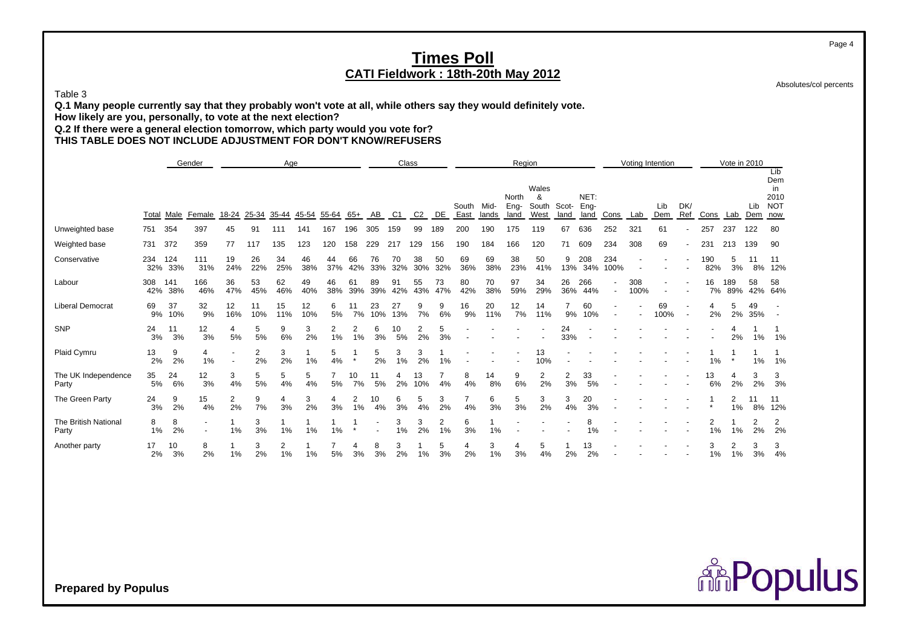# Times Poll

## CATI Fieldwork : 18th-20th May 2012

Absolutes/col percents

Table 3

**Q.1 Many people currently say that they probably won't vote at all, while others say they would definitely vote.**
**How likely are you, personally, to vote at the next election?**
**Q.2 If there were a general election tomorrow, which party would you vote for?**
**THIS TABLE DOES NOT INCLUDE ADJUSTMENT FOR DON'T KNOW/REFUSERS**

| | | Gender | | Age | | | | | | Class | | | | Region | | | | | | Voting Intention | | | | Vote in 2010 | | | |
|---|---|---|---|---|---|---|---|---|---|---|---|---|---|---|---|---|---|---|---|---|---|---|---|---|---|---|---|
| | Total | Male | Female | 18-24 | 25-34 | 35-44 | 45-54 | 55-64 | 65+ | AB | C1 | C2 | DE | South East | Mid-lands | North Eng-land | Wales & South West | Scot-land | NET: Eng-land | Cons | Lab | Lib Dem | DK/ Ref | Cons | Lab | Lib Dem | Lib Dem in 2010 NOT now |
| Unweighted base | 751 | 354 | 397 | 45 | 91 | 111 | 141 | 167 | 196 | 305 | 159 | 99 | 189 | 200 | 190 | 175 | 119 | 67 | 636 | 252 | 321 | 61 | - | 257 | 237 | 122 | 80 |
| Weighted base | 731 | 372 | 359 | 77 | 117 | 135 | 123 | 120 | 158 | 229 | 217 | 129 | 156 | 190 | 184 | 166 | 120 | 71 | 609 | 234 | 308 | 69 | - | 231 | 213 | 139 | 90 |
| Conservative | 234 | 124 | 111 | 19 | 26 | 34 | 46 | 44 | 66 | 76 | 70 | 38 | 50 | 69 | 69 | 38 | 50 | 9 | 208 | 234 | - | - | - | 190 | 5 | 11 | 11 |
| | 32% | 33% | 31% | 24% | 22% | 25% | 38% | 37% | 42% | 33% | 32% | 30% | 32% | 36% | 38% | 23% | 41% | 13% | 34% | 100% | - | - | - | 82% | 3% | 8% | 12% |
| Labour | 308 | 141 | 166 | 36 | 53 | 62 | 49 | 46 | 61 | 89 | 91 | 55 | 73 | 80 | 70 | 97 | 34 | 26 | 266 | - | 308 | - | - | 16 | 189 | 58 | 58 |
| | 42% | 38% | 46% | 47% | 45% | 46% | 40% | 38% | 39% | 39% | 42% | 43% | 47% | 42% | 38% | 59% | 29% | 36% | 44% | - | 100% | - | - | 7% | 89% | 42% | 64% |
| Liberal Democrat | 69 | 37 | 32 | 12 | 11 | 15 | 12 | 6 | 11 | 23 | 27 | 9 | 9 | 16 | 20 | 12 | 14 | 7 | 60 | - | - | 69 | - | 4 | 5 | 49 | - |
| | 9% | 10% | 9% | 16% | 10% | 11% | 10% | 5% | 7% | 10% | 13% | 7% | 6% | 9% | 11% | 7% | 11% | 9% | 10% | - | - | 100% | - | 2% | 2% | 35% | - |
| SNP | 24 | 11 | 12 | 4 | 5 | 9 | 3 | 2 | 2 | 6 | 10 | 2 | 5 | - | - | - | - | 24 | - | - | - | - | - | - | 4 | 1 | 1 |
| | 3% | 3% | 3% | 5% | 5% | 6% | 2% | 1% | 1% | 3% | 5% | 2% | 3% | - | - | - | - | 33% | - | - | - | - | - | - | 2% | 1% | 1% |
| Plaid Cymru | 13 | 9 | 4 | - | 2 | 3 | 1 | 5 | 1 | 5 | 3 | 3 | 1 | - | - | - | 13 | - | - | - | - | - | - | 1 | 1 | 1 | 1 |
| | 2% | 2% | 1% | - | 2% | 2% | 1% | 4% | * | 2% | 1% | 2% | 1% | - | - | - | 10% | - | - | - | - | - | - | 1% | * | 1% | 1% |
| The UK Independence Party | 35 | 24 | 12 | 3 | 5 | 5 | 5 | 7 | 10 | 11 | 4 | 13 | 7 | 8 | 14 | 9 | 2 | 2 | 33 | - | - | - | - | 13 | 4 | 3 | 3 |
| | 5% | 6% | 3% | 4% | 5% | 4% | 4% | 5% | 7% | 5% | 2% | 10% | 4% | 4% | 8% | 6% | 2% | 3% | 5% | - | - | - | - | 6% | 2% | 2% | 3% |
| The Green Party | 24 | 9 | 15 | 2 | 9 | 4 | 3 | 4 | 2 | 10 | 6 | 5 | 3 | 7 | 6 | 5 | 3 | 3 | 20 | - | - | - | - | 1 | 2 | 11 | 11 |
| | 3% | 2% | 4% | 2% | 7% | 3% | 2% | 3% | 1% | 4% | 3% | 4% | 2% | 4% | 3% | 3% | 2% | 4% | 3% | - | - | - | - | * | 1% | 8% | 12% |
| The British National Party | 8 | 8 | - | 1 | 3 | 1 | 1 | 1 | 1 | - | 3 | 3 | 2 | 6 | 1 | - | - | - | 8 | - | - | - | - | 2 | 1 | 2 | 2 |
| | 1% | 2% | - | 1% | 3% | 1% | 1% | 1% | * | - | 1% | 2% | 1% | 3% | 1% | - | - | - | 1% | - | - | - | - | 1% | 1% | 2% | 2% |
| Another party | 17 | 10 | 8 | 1 | 3 | 2 | 1 | 7 | 4 | 8 | 3 | 1 | 5 | 4 | 3 | 4 | 5 | 1 | 13 | - | - | - | - | 3 | 2 | 3 | 3 |
| | 2% | 3% | 2% | 1% | 2% | 1% | 1% | 5% | 3% | 3% | 2% | 1% | 3% | 2% | 1% | 3% | 4% | 2% | 2% | - | - | - | - | 1% | 1% | 3% | 4% |

**Prepared by Populus**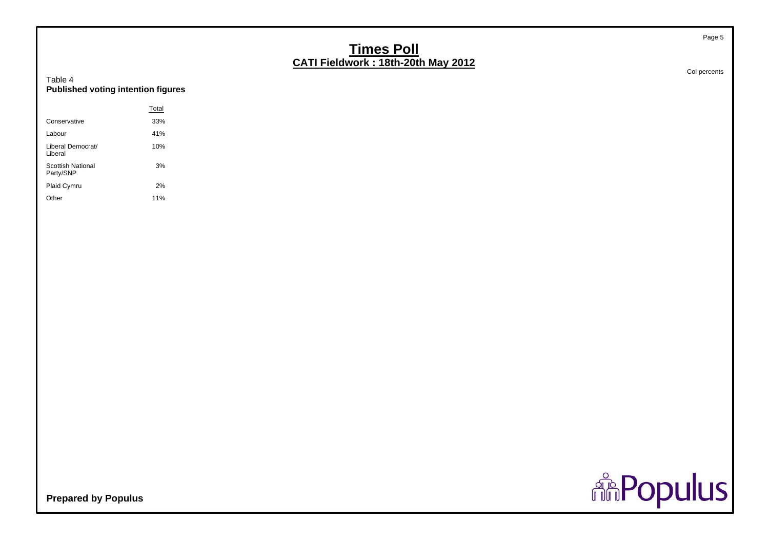# Times Poll
## CATI Fieldwork : 18th-20th May 2012

Col percents

Table 4
**Published voting intention figures**

| | Total |
|---|---|
| Conservative | 33% |
| Labour | 41% |
| Liberal Democrat/ Liberal | 10% |
| Scottish National Party/SNP | 3% |
| Plaid Cymru | 2% |
| Other | 11% |

**Prepared by Populus**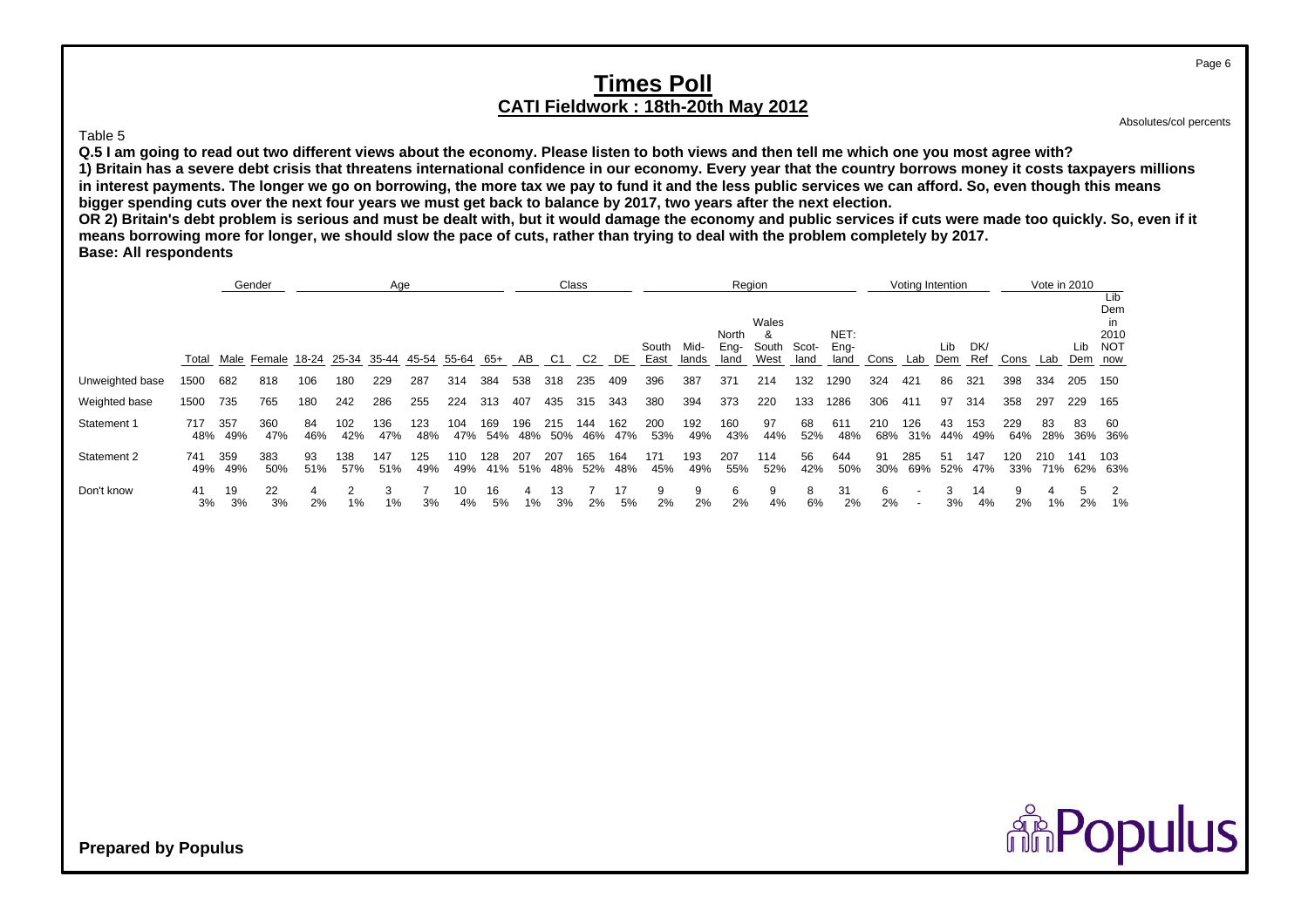# Times Poll

## CATI Fieldwork : 18th-20th May 2012

Absolutes/col percents

Table 5

**Q.5 I am going to read out two different views about the economy. Please listen to both views and then tell me which one you most agree with?**
**1) Britain has a severe debt crisis that threatens international confidence in our economy. Every year that the country borrows money it costs taxpayers millions in interest payments. The longer we go on borrowing, the more tax we pay to fund it and the less public services we can afford. So, even though this means bigger spending cuts over the next four years we must get back to balance by 2017, two years after the next election.**
**OR 2) Britain's debt problem is serious and must be dealt with, but it would damage the economy and public services if cuts were made too quickly. So, even if it means borrowing more for longer, we should slow the pace of cuts, rather than trying to deal with the problem completely by 2017.**
**Base: All respondents**

| | | Gender | | Age | | | | | | Class | | | | Region | | | | | | Voting Intention | | | | Vote in 2010 | | | |
|---|---|---|---|---|---|---|---|---|---|---|---|---|---|---|---|---|---|---|---|---|---|---|---|---|---|---|---|
| | Total | Male | Female | 18-24 | 25-34 | 35-44 | 45-54 | 55-64 | 65+ | AB | C1 | C2 | DE | South East | Mid-lands | North Eng-land | Wales & South West | Scot-land | NET: Eng-land | Cons | Lab | Lib Dem | DK/ Ref | Cons | Lab | Lib Dem | Lib Dem in 2010 NOT now |
| Unweighted base | 1500 | 682 | 818 | 106 | 180 | 229 | 287 | 314 | 384 | 538 | 318 | 235 | 409 | 396 | 387 | 371 | 214 | 132 | 1290 | 324 | 421 | 86 | 321 | 398 | 334 | 205 | 150 |
| Weighted base | 1500 | 735 | 765 | 180 | 242 | 286 | 255 | 224 | 313 | 407 | 435 | 315 | 343 | 380 | 394 | 373 | 220 | 133 | 1286 | 306 | 411 | 97 | 314 | 358 | 297 | 229 | 165 |
| Statement 1 | 717 | 357 | 360 | 84 | 102 | 136 | 123 | 104 | 169 | 196 | 215 | 144 | 162 | 200 | 192 | 160 | 97 | 68 | 611 | 210 | 126 | 43 | 153 | 229 | 83 | 83 | 60 |
| | 48% | 49% | 47% | 46% | 42% | 47% | 48% | 47% | 54% | 48% | 50% | 46% | 47% | 53% | 49% | 43% | 44% | 52% | 48% | 68% | 31% | 44% | 49% | 64% | 28% | 36% | 36% |
| Statement 2 | 741 | 359 | 383 | 93 | 138 | 147 | 125 | 110 | 128 | 207 | 207 | 165 | 164 | 171 | 193 | 207 | 114 | 56 | 644 | 91 | 285 | 51 | 147 | 120 | 210 | 141 | 103 |
| | 49% | 49% | 50% | 51% | 57% | 51% | 49% | 49% | 41% | 51% | 48% | 52% | 48% | 45% | 49% | 55% | 52% | 42% | 50% | 30% | 69% | 52% | 47% | 33% | 71% | 62% | 63% |
| Don't know | 41 | 19 | 22 | 4 | 2 | 3 | 7 | 10 | 16 | 4 | 13 | 7 | 17 | 9 | 9 | 6 | 9 | 8 | 31 | 6 | - | 3 | 14 | 9 | 4 | 5 | 2 |
| | 3% | 3% | 3% | 2% | 1% | 1% | 3% | 4% | 5% | 1% | 3% | 2% | 5% | 2% | 2% | 2% | 4% | 6% | 2% | 2% | - | 3% | 4% | 2% | 1% | 2% | 1% |

**Prepared by Populus**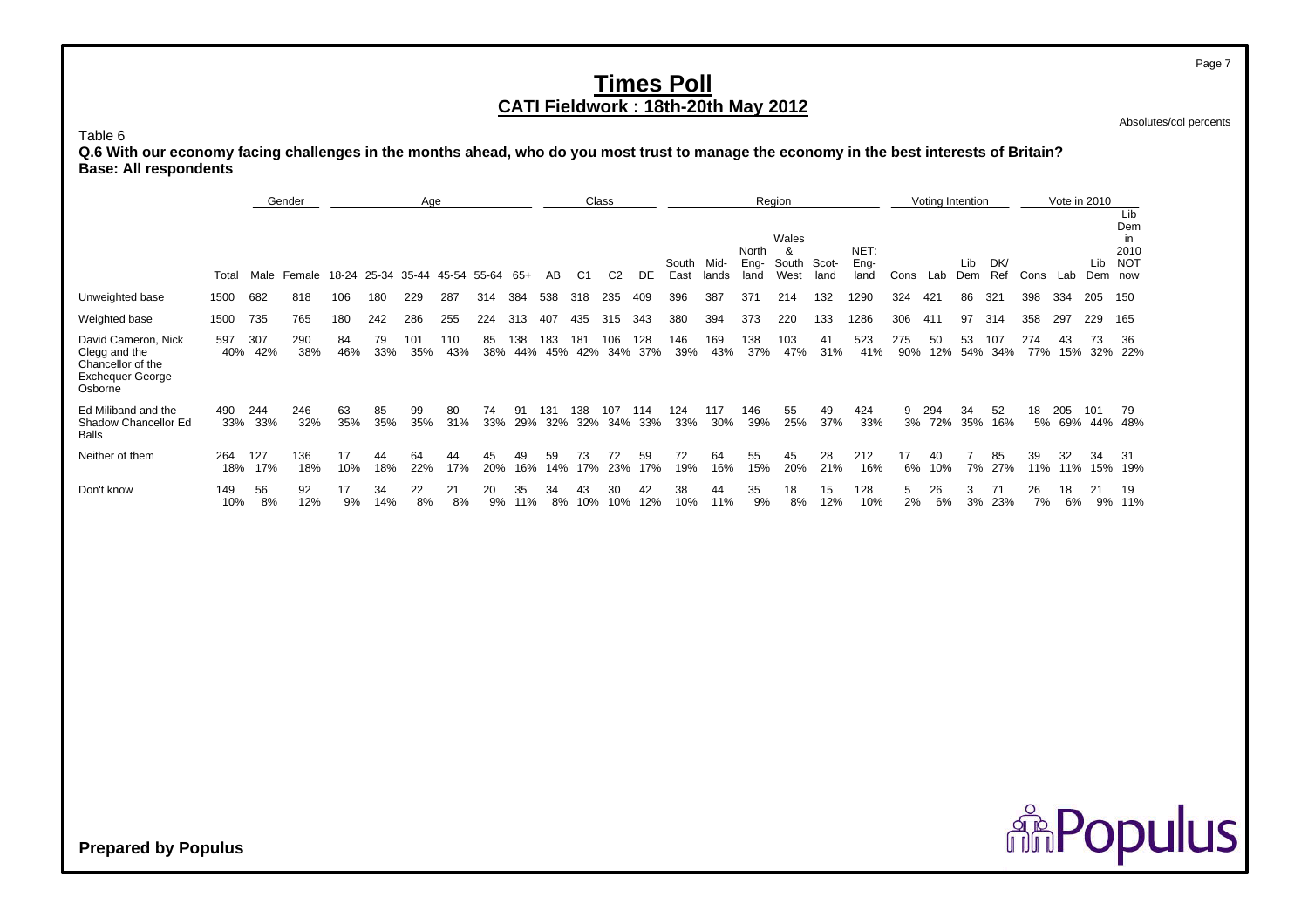# Times Poll
## CATI Fieldwork : 18th-20th May 2012

Absolutes/col percents

Table 6

**Q.6 With our economy facing challenges in the months ahead, who do you most trust to manage the economy in the best interests of Britain?**
**Base: All respondents**

| | | Gender | | Age | | | | | | Class | | | | Region | | | | | | | Voting Intention | | | | Vote in 2010 | | | |
|---|---|---|---|---|---|---|---|---|---|---|---|---|---|---|---|---|---|---|---|---|---|---|---|---|---|---|---|---|
| | Total | Male | Female | 18-24 | 25-34 | 35-44 | 45-54 | 55-64 | 65+ | AB | C1 | C2 | DE | South East | Mid-lands | North Eng-land | Wales & South West | Scot-land | NET: Eng-land | Cons | Lab | Lib Dem | DK/ Ref | Cons | Lab | Lib Dem | Lib Dem in 2010 NOT now |
| Unweighted base | 1500 | 682 | 818 | 106 | 180 | 229 | 287 | 314 | 384 | 538 | 318 | 235 | 409 | 396 | 387 | 371 | 214 | 132 | 1290 | 324 | 421 | 86 | 321 | 398 | 334 | 205 | 150 |
| Weighted base | 1500 | 735 | 765 | 180 | 242 | 286 | 255 | 224 | 313 | 407 | 435 | 315 | 343 | 380 | 394 | 373 | 220 | 133 | 1286 | 306 | 411 | 97 | 314 | 358 | 297 | 229 | 165 |
| David Cameron, Nick Clegg and the Chancellor of the Exchequer George Osborne | 597 | 307 | 290 | 84 | 79 | 101 | 110 | 85 | 138 | 183 | 181 | 106 | 128 | 146 | 169 | 138 | 103 | 41 | 523 | 275 | 50 | 53 | 107 | 274 | 43 | 73 | 36 |
| | 40% | 42% | 38% | 46% | 33% | 35% | 43% | 38% | 44% | 45% | 42% | 34% | 37% | 39% | 43% | 37% | 47% | 31% | 41% | 90% | 12% | 54% | 34% | 77% | 15% | 32% | 22% |
| Ed Miliband and the Shadow Chancellor Ed Balls | 490 | 244 | 246 | 63 | 85 | 99 | 80 | 74 | 91 | 131 | 138 | 107 | 114 | 124 | 117 | 146 | 55 | 49 | 424 | 9 | 294 | 34 | 52 | 18 | 205 | 101 | 79 |
| | 33% | 33% | 32% | 35% | 35% | 35% | 31% | 33% | 29% | 32% | 32% | 34% | 33% | 33% | 30% | 39% | 25% | 37% | 33% | 3% | 72% | 35% | 16% | 5% | 69% | 44% | 48% |
| Neither of them | 264 | 127 | 136 | 17 | 44 | 64 | 44 | 45 | 49 | 59 | 73 | 72 | 59 | 72 | 64 | 55 | 45 | 28 | 212 | 17 | 40 | 7 | 85 | 39 | 32 | 34 | 31 |
| | 18% | 17% | 18% | 10% | 18% | 22% | 17% | 20% | 16% | 14% | 17% | 23% | 17% | 19% | 16% | 15% | 20% | 21% | 16% | 6% | 10% | 7% | 27% | 11% | 11% | 15% | 19% |
| Don't know | 149 | 56 | 92 | 17 | 34 | 22 | 21 | 20 | 35 | 34 | 43 | 30 | 42 | 38 | 44 | 35 | 18 | 15 | 128 | 5 | 26 | 3 | 71 | 26 | 18 | 21 | 19 |
| | 10% | 8% | 12% | 9% | 14% | 8% | 8% | 9% | 11% | 8% | 10% | 10% | 12% | 10% | 11% | 9% | 8% | 12% | 10% | 2% | 6% | 3% | 23% | 7% | 6% | 9% | 11% |

**Prepared by Populus**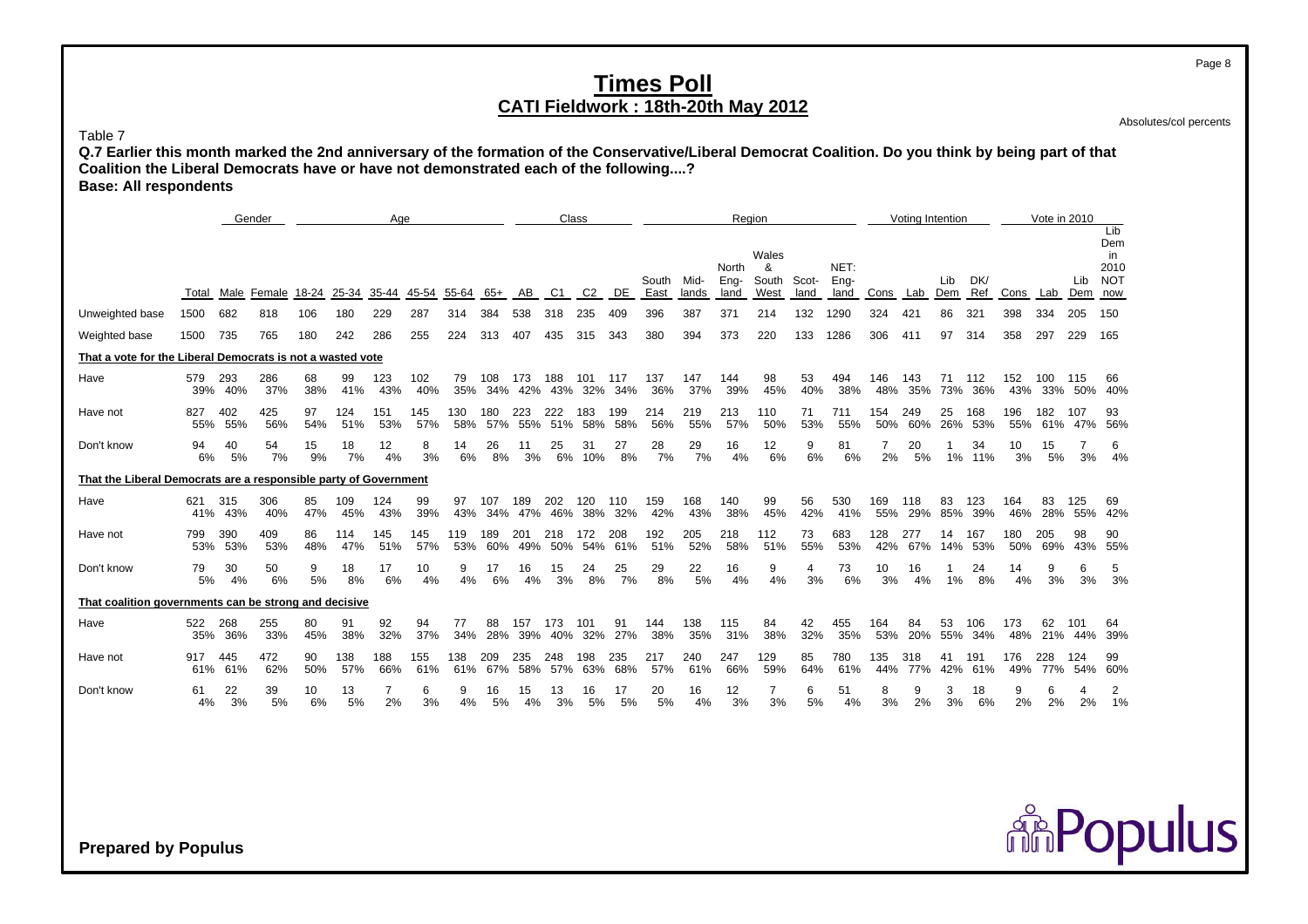# Times Poll
## CATI Fieldwork : 18th-20th May 2012

Absolutes/col percents

Table 7

**Q.7 Earlier this month marked the 2nd anniversary of the formation of the Conservative/Liberal Democrat Coalition. Do you think by being part of that Coalition the Liberal Democrats have or have not demonstrated each of the following....?**

**Base: All respondents**

| | Total | Gender | | Age | | | | | | Class | | | | Region | | | | | | Voting Intention | | | | Vote in 2010 | | | |
|---|---|---|---|---|---|---|---|---|---|---|---|---|---|---|---|---|---|---|---|---|---|---|---|---|---|---|---|
| | | Male | Female | 18-24 | 25-34 | 35-44 | 45-54 | 55-64 | 65+ | AB | C1 | C2 | DE | South East | Mid-lands | North Eng-land | Wales & South West | Scot-land | NET: Eng-land | Cons | Lab | Lib Dem | DK/ Ref | Cons | Lab | Lib Dem | Lib Dem in 2010 NOT now |
| Unweighted base | 1500 | 682 | 818 | 106 | 180 | 229 | 287 | 314 | 384 | 538 | 318 | 235 | 409 | 396 | 387 | 371 | 214 | 132 | 1290 | 324 | 421 | 86 | 321 | 398 | 334 | 205 | 150 |
| Weighted base | 1500 | 735 | 765 | 180 | 242 | 286 | 255 | 224 | 313 | 407 | 435 | 315 | 343 | 380 | 394 | 373 | 220 | 133 | 1286 | 306 | 411 | 97 | 314 | 358 | 297 | 229 | 165 |
| **That a vote for the Liberal Democrats is not a wasted vote** | | | | | | | | | | | | | | | | | | | | | | | | | | | |
| Have | 579 | 293 | 286 | 68 | 99 | 123 | 102 | 79 | 108 | 173 | 188 | 101 | 117 | 137 | 147 | 144 | 98 | 53 | 494 | 146 | 143 | 71 | 112 | 152 | 100 | 115 | 66 |
| | 39% | 40% | 37% | 38% | 41% | 43% | 40% | 35% | 34% | 42% | 43% | 32% | 34% | 36% | 37% | 39% | 45% | 40% | 38% | 48% | 35% | 73% | 36% | 43% | 33% | 50% | 40% |
| Have not | 827 | 402 | 425 | 97 | 124 | 151 | 145 | 130 | 180 | 223 | 222 | 183 | 199 | 214 | 219 | 213 | 110 | 71 | 711 | 154 | 249 | 25 | 168 | 196 | 182 | 107 | 93 |
| | 55% | 55% | 56% | 54% | 51% | 53% | 57% | 58% | 57% | 55% | 51% | 58% | 58% | 56% | 55% | 57% | 50% | 53% | 55% | 50% | 60% | 26% | 53% | 55% | 61% | 47% | 56% |
| Don't know | 94 | 40 | 54 | 15 | 18 | 12 | 8 | 14 | 26 | 11 | 25 | 31 | 27 | 28 | 29 | 16 | 12 | 9 | 81 | 7 | 20 | 1 | 34 | 10 | 15 | 7 | 6 |
| | 6% | 5% | 7% | 9% | 7% | 4% | 3% | 6% | 8% | 3% | 6% | 10% | 8% | 7% | 7% | 4% | 6% | 6% | 6% | 2% | 5% | 1% | 11% | 3% | 5% | 3% | 4% |
| **That the Liberal Democrats are a responsible party of Government** | | | | | | | | | | | | | | | | | | | | | | | | | | | |
| Have | 621 | 315 | 306 | 85 | 109 | 124 | 99 | 97 | 107 | 189 | 202 | 120 | 110 | 159 | 168 | 140 | 99 | 56 | 530 | 169 | 118 | 83 | 123 | 164 | 83 | 125 | 69 |
| | 41% | 43% | 40% | 47% | 45% | 43% | 39% | 43% | 34% | 47% | 46% | 38% | 32% | 42% | 43% | 38% | 45% | 42% | 41% | 55% | 29% | 85% | 39% | 46% | 28% | 55% | 42% |
| Have not | 799 | 390 | 409 | 86 | 114 | 145 | 145 | 119 | 189 | 201 | 218 | 172 | 208 | 192 | 205 | 218 | 112 | 73 | 683 | 128 | 277 | 14 | 167 | 180 | 205 | 98 | 90 |
| | 53% | 53% | 53% | 48% | 47% | 51% | 57% | 53% | 60% | 49% | 50% | 54% | 61% | 51% | 52% | 58% | 51% | 55% | 53% | 42% | 67% | 14% | 53% | 50% | 69% | 43% | 55% |
| Don't know | 79 | 30 | 50 | 9 | 18 | 17 | 10 | 9 | 17 | 16 | 15 | 24 | 25 | 29 | 22 | 16 | 9 | 4 | 73 | 10 | 16 | 1 | 24 | 14 | 9 | 6 | 5 |
| | 5% | 4% | 6% | 5% | 8% | 6% | 4% | 4% | 6% | 4% | 3% | 8% | 7% | 8% | 5% | 4% | 4% | 3% | 6% | 3% | 4% | 1% | 8% | 4% | 3% | 3% | 3% |
| **That coalition governments can be strong and decisive** | | | | | | | | | | | | | | | | | | | | | | | | | | | |
| Have | 522 | 268 | 255 | 80 | 91 | 92 | 94 | 77 | 88 | 157 | 173 | 101 | 91 | 144 | 138 | 115 | 84 | 42 | 455 | 164 | 84 | 53 | 106 | 173 | 62 | 101 | 64 |
| | 35% | 36% | 33% | 45% | 38% | 32% | 37% | 34% | 28% | 39% | 40% | 32% | 27% | 38% | 35% | 31% | 38% | 32% | 35% | 53% | 20% | 55% | 34% | 48% | 21% | 44% | 39% |
| Have not | 917 | 445 | 472 | 90 | 138 | 188 | 155 | 138 | 209 | 235 | 248 | 198 | 235 | 217 | 240 | 247 | 129 | 85 | 780 | 135 | 318 | 41 | 191 | 176 | 228 | 124 | 99 |
| | 61% | 61% | 62% | 50% | 57% | 66% | 61% | 61% | 67% | 58% | 57% | 63% | 68% | 57% | 61% | 66% | 59% | 64% | 61% | 44% | 77% | 42% | 61% | 49% | 77% | 54% | 60% |
| Don't know | 61 | 22 | 39 | 10 | 13 | 7 | 6 | 9 | 16 | 15 | 13 | 16 | 17 | 20 | 16 | 12 | 7 | 6 | 51 | 8 | 9 | 3 | 18 | 9 | 6 | 4 | 2 |
| | 4% | 3% | 5% | 6% | 5% | 2% | 3% | 4% | 5% | 4% | 3% | 5% | 5% | 5% | 4% | 3% | 3% | 5% | 4% | 3% | 2% | 3% | 6% | 2% | 2% | 2% | 1% |

**Prepared by Populus**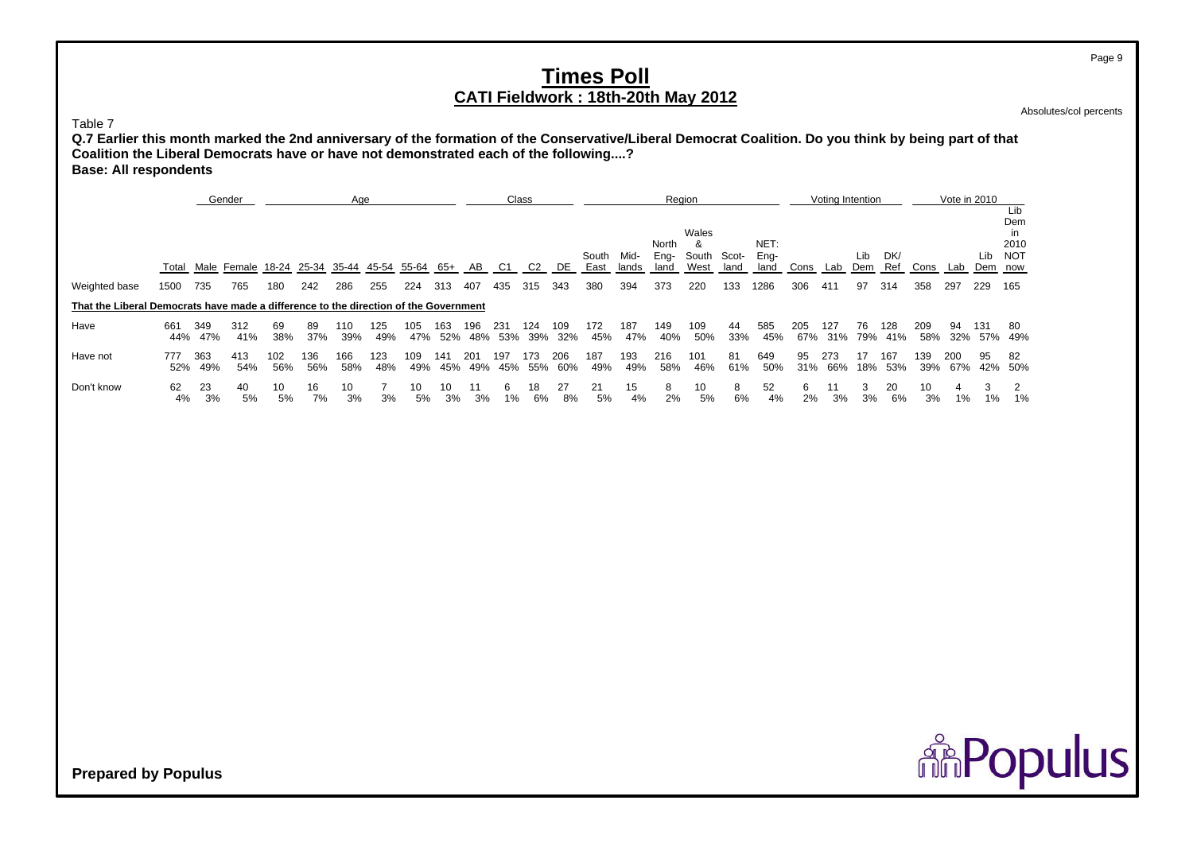# Times Poll

## CATI Fieldwork : 18th-20th May 2012

Absolutes/col percents

Table 7

**Q.7 Earlier this month marked the 2nd anniversary of the formation of the Conservative/Liberal Democrat Coalition. Do you think by being part of that Coalition the Liberal Democrats have or have not demonstrated each of the following....?**

**Base: All respondents**

| | | Gender | | Age | | | | | | Class | | | | Region | | | | | | Voting Intention | | | | Vote in 2010 | | | |
|---|---|---|---|---|---|---|---|---|---|---|---|---|---|---|---|---|---|---|---|---|---|---|---|---|---|---|---|
| | Total | Male | Female | 18-24 | 25-34 | 35-44 | 45-54 | 55-64 | 65+ | AB | C1 | C2 | DE | South East | Mid-lands | North Eng-land | Wales & South West | Scot-land | NET: Eng-land | Cons | Lab | Lib Dem | DK/ Ref | Cons | Lab | Lib Dem | Lib Dem in 2010 NOT now |
| Weighted base | 1500 | 735 | 765 | 180 | 242 | 286 | 255 | 224 | 313 | 407 | 435 | 315 | 343 | 380 | 394 | 373 | 220 | 133 | 1286 | 306 | 411 | 97 | 314 | 358 | 297 | 229 | 165 |
| **That the Liberal Democrats have made a difference to the direction of the Government** | | | | | | | | | | | | | | | | | | | | | | | | | | | |
| Have | 661 | 349 | 312 | 69 | 89 | 110 | 125 | 105 | 163 | 196 | 231 | 124 | 109 | 172 | 187 | 149 | 109 | 44 | 585 | 205 | 127 | 76 | 128 | 209 | 94 | 131 | 80 |
| | 44% | 47% | 41% | 38% | 37% | 39% | 49% | 47% | 52% | 48% | 53% | 39% | 32% | 45% | 47% | 40% | 50% | 33% | 45% | 67% | 31% | 79% | 41% | 58% | 32% | 57% | 49% |
| Have not | 777 | 363 | 413 | 102 | 136 | 166 | 123 | 109 | 141 | 201 | 197 | 173 | 206 | 187 | 193 | 216 | 101 | 81 | 649 | 95 | 273 | 17 | 167 | 139 | 200 | 95 | 82 |
| | 52% | 49% | 54% | 56% | 56% | 58% | 48% | 49% | 45% | 49% | 45% | 55% | 60% | 49% | 49% | 58% | 46% | 61% | 50% | 31% | 66% | 18% | 53% | 39% | 67% | 42% | 50% |
| Don't know | 62 | 23 | 40 | 10 | 16 | 10 | 7 | 10 | 10 | 11 | 6 | 18 | 27 | 21 | 15 | 8 | 10 | 8 | 52 | 6 | 11 | 3 | 20 | 10 | 4 | 3 | 2 |
| | 4% | 3% | 5% | 5% | 7% | 3% | 3% | 5% | 3% | 3% | 1% | 6% | 8% | 5% | 4% | 2% | 5% | 6% | 4% | 2% | 3% | 3% | 6% | 3% | 1% | 1% | 1% |

**Prepared by Populus**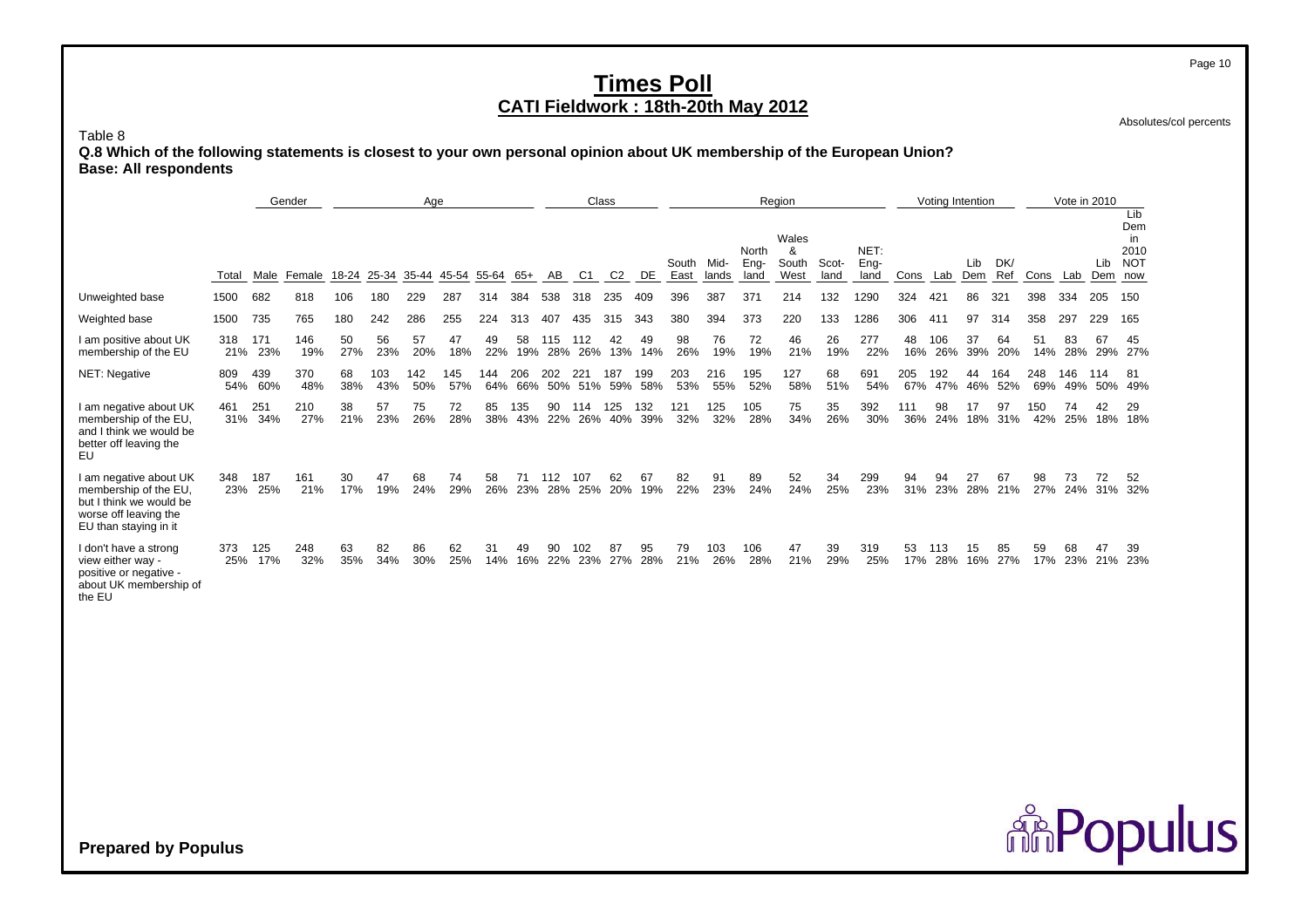# Times Poll

## CATI Fieldwork : 18th-20th May 2012

Absolutes/col percents

Table 8

**Q.8 Which of the following statements is closest to your own personal opinion about UK membership of the European Union?**
**Base: All respondents**

| | | Gender | | Age | | | | | | Class | | | | Region | | | | | | | Voting Intention | | | | Vote in 2010 | | | | |
|---|---|---|---|---|---|---|---|---|---|---|---|---|---|---|---|---|---|---|---|---|---|---|---|---|---|---|---|---|---|
| | Total | Male | Female | 18-24 | 25-34 | 35-44 | 45-54 | 55-64 | 65+ | AB | C1 | C2 | DE | South East | Mid-lands | North Eng-land | Wales & South West | Scot-land | NET: Eng-land | Cons | Lab | Lib Dem | DK/ Ref | Cons | Lab | Lib Dem | Lib Dem in 2010 NOT now |
| Unweighted base | 1500 | 682 | 818 | 106 | 180 | 229 | 287 | 314 | 384 | 538 | 318 | 235 | 409 | 396 | 387 | 371 | 214 | 132 | 1290 | 324 | 421 | 86 | 321 | 398 | 334 | 205 | 150 |
| Weighted base | 1500 | 735 | 765 | 180 | 242 | 286 | 255 | 224 | 313 | 407 | 435 | 315 | 343 | 380 | 394 | 373 | 220 | 133 | 1286 | 306 | 411 | 97 | 314 | 358 | 297 | 229 | 165 |
| I am positive about UK membership of the EU | 318 | 171 | 146 | 50 | 56 | 57 | 47 | 49 | 58 | 115 | 112 | 42 | 49 | 98 | 76 | 72 | 46 | 26 | 277 | 48 | 106 | 37 | 64 | 51 | 83 | 67 | 45 |
| | 21% | 23% | 19% | 27% | 23% | 20% | 18% | 22% | 19% | 28% | 26% | 13% | 14% | 26% | 19% | 19% | 21% | 19% | 22% | 16% | 26% | 39% | 20% | 14% | 28% | 29% | 27% |
| NET: Negative | 809 | 439 | 370 | 68 | 103 | 142 | 145 | 144 | 206 | 202 | 221 | 187 | 199 | 203 | 216 | 195 | 127 | 68 | 691 | 205 | 192 | 44 | 164 | 248 | 146 | 114 | 81 |
| | 54% | 60% | 48% | 38% | 43% | 50% | 57% | 64% | 66% | 50% | 51% | 59% | 58% | 53% | 55% | 52% | 58% | 51% | 54% | 67% | 47% | 46% | 52% | 69% | 49% | 50% | 49% |
| I am negative about UK membership of the EU, and I think we would be better off leaving the EU | 461 | 251 | 210 | 38 | 57 | 75 | 72 | 85 | 135 | 90 | 114 | 125 | 132 | 121 | 125 | 105 | 75 | 35 | 392 | 111 | 98 | 17 | 97 | 150 | 74 | 42 | 29 |
| | 31% | 34% | 27% | 21% | 23% | 26% | 28% | 38% | 43% | 22% | 26% | 40% | 39% | 32% | 32% | 28% | 34% | 26% | 30% | 36% | 24% | 18% | 31% | 42% | 25% | 18% | 18% |
| I am negative about UK membership of the EU, but I think we would be worse off leaving the EU than staying in it | 348 | 187 | 161 | 30 | 47 | 68 | 74 | 58 | 71 | 112 | 107 | 62 | 67 | 82 | 91 | 89 | 52 | 34 | 299 | 94 | 94 | 27 | 67 | 98 | 73 | 72 | 52 |
| | 23% | 25% | 21% | 17% | 19% | 24% | 29% | 26% | 23% | 28% | 25% | 20% | 19% | 22% | 23% | 24% | 24% | 25% | 23% | 31% | 23% | 28% | 21% | 27% | 24% | 31% | 32% |
| I don't have a strong view either way - positive or negative - about UK membership of the EU | 373 | 125 | 248 | 63 | 82 | 86 | 62 | 31 | 49 | 90 | 102 | 87 | 95 | 79 | 103 | 106 | 47 | 39 | 319 | 53 | 113 | 15 | 85 | 59 | 68 | 47 | 39 |
| | 25% | 17% | 32% | 35% | 34% | 30% | 25% | 14% | 16% | 22% | 23% | 27% | 28% | 21% | 26% | 28% | 21% | 29% | 25% | 17% | 28% | 16% | 27% | 17% | 23% | 21% | 23% |

**Prepared by Populus**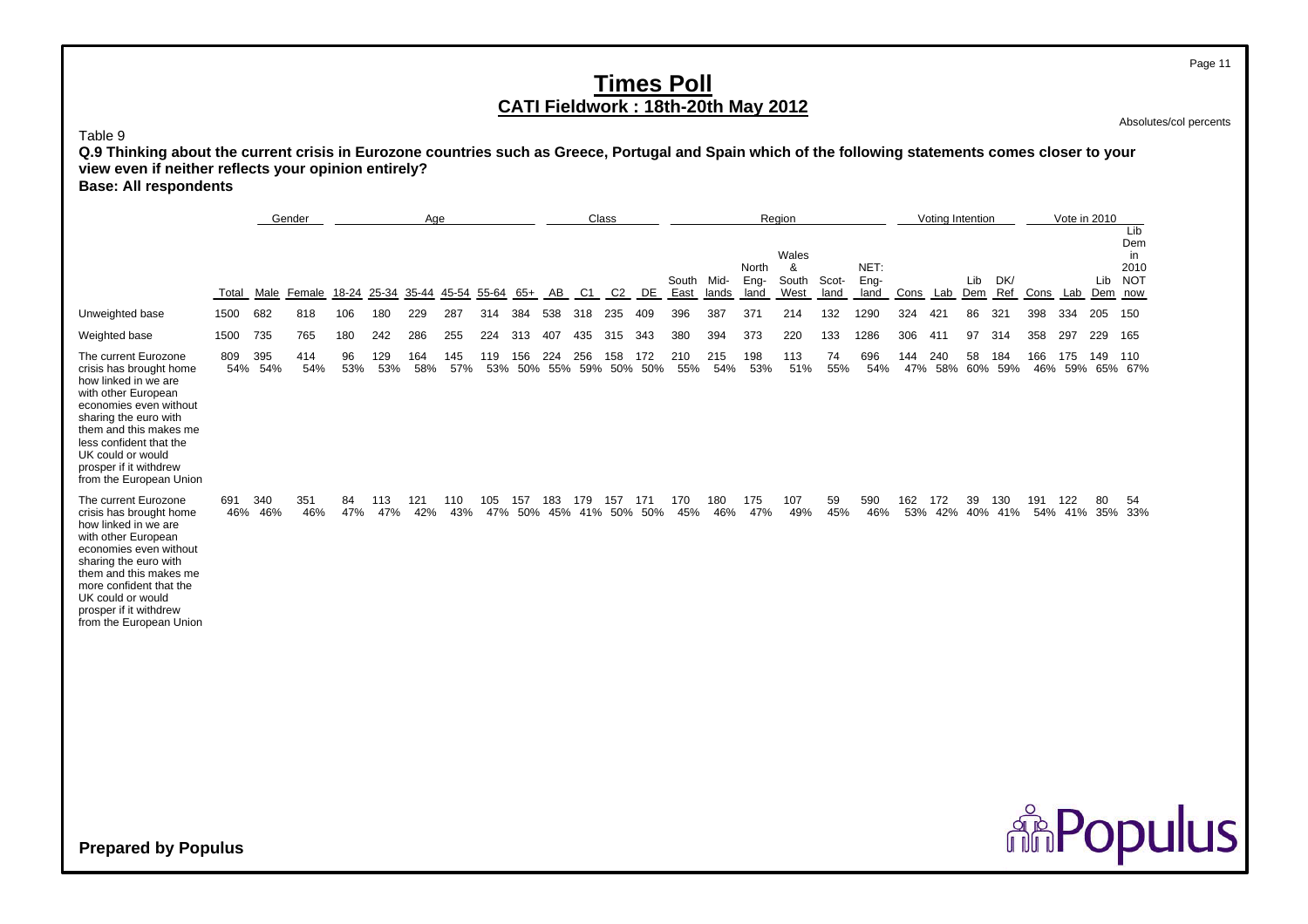# Times Poll

## CATI Fieldwork : 18th-20th May 2012

Absolutes/col percents

Table 9

**Q.9 Thinking about the current crisis in Eurozone countries such as Greece, Portugal and Spain which of the following statements comes closer to your view even if neither reflects your opinion entirely?**

**Base: All respondents**

| | | Gender | | Age | | | | | | Class | | | | Region | | | | | | Voting Intention | | | | Vote in 2010 | | | |
|---|---|---|---|---|---|---|---|---|---|---|---|---|---|---|---|---|---|---|---|---|---|---|---|---|---|---|---|
| | Total | Male | Female | 18-24 | 25-34 | 35-44 | 45-54 | 55-64 | 65+ | AB | C1 | C2 | DE | South East | Mid-lands | North Eng-land | Wales & South West | Scot-land | NET: Eng-land | Cons | Lab | Lib Dem | DK/ Ref | Cons | Lab | Lib Dem | Lib Dem in 2010 NOT now |
| Unweighted base | 1500 | 682 | 818 | 106 | 180 | 229 | 287 | 314 | 384 | 538 | 318 | 235 | 409 | 396 | 387 | 371 | 214 | 132 | 1290 | 324 | 421 | 86 | 321 | 398 | 334 | 205 | 150 |
| Weighted base | 1500 | 735 | 765 | 180 | 242 | 286 | 255 | 224 | 313 | 407 | 435 | 315 | 343 | 380 | 394 | 373 | 220 | 133 | 1286 | 306 | 411 | 97 | 314 | 358 | 297 | 229 | 165 |
| The current Eurozone crisis has brought home how linked in we are with other European economies even without sharing the euro with them and this makes me less confident that the UK could or would prosper if it withdrew from the European Union | 809<br>54% | 395<br>54% | 414<br>54% | 96<br>53% | 129<br>53% | 164<br>58% | 145<br>57% | 119<br>53% | 156<br>50% | 224<br>55% | 256<br>59% | 158<br>50% | 172<br>50% | 210<br>55% | 215<br>54% | 198<br>53% | 113<br>51% | 74<br>55% | 696<br>54% | 144<br>47% | 240<br>58% | 58<br>60% | 184<br>59% | 166<br>46% | 175<br>59% | 149<br>65% | 110<br>67% |
| The current Eurozone crisis has brought home how linked in we are with other European economies even without sharing the euro with them and this makes me more confident that the UK could or would prosper if it withdrew from the European Union | 691<br>46% | 340<br>46% | 351<br>46% | 84<br>47% | 113<br>47% | 121<br>42% | 110<br>43% | 105<br>47% | 157<br>50% | 183<br>45% | 179<br>41% | 157<br>50% | 171<br>50% | 170<br>45% | 180<br>46% | 175<br>47% | 107<br>49% | 59<br>45% | 590<br>46% | 162<br>53% | 172<br>42% | 39<br>40% | 130<br>41% | 191<br>54% | 122<br>41% | 80<br>35% | 54<br>33% |

**Prepared by Populus**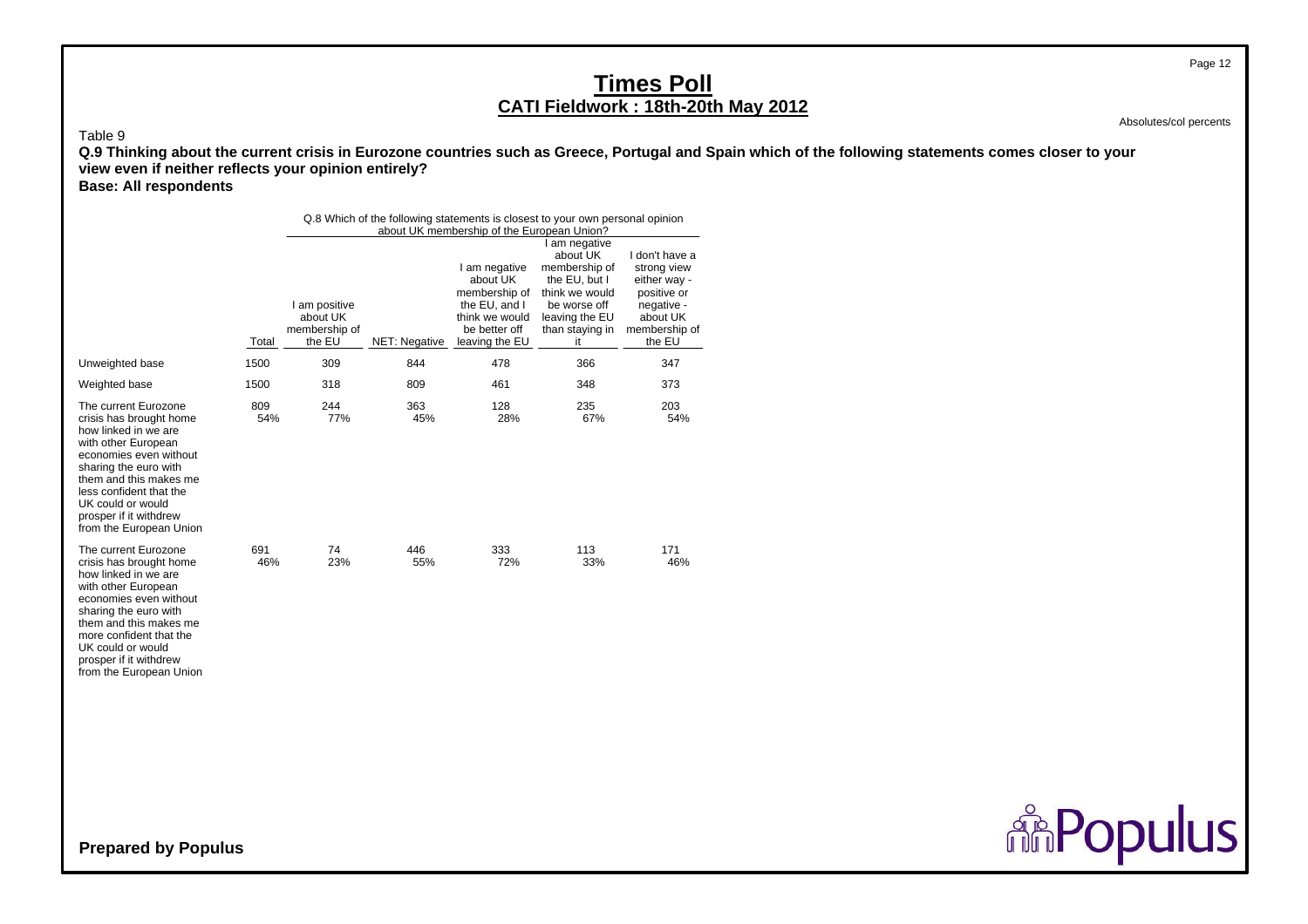# Times Poll

## CATI Fieldwork : 18th-20th May 2012

Absolutes/col percents

Table 9

**Q.9 Thinking about the current crisis in Eurozone countries such as Greece, Portugal and Spain which of the following statements comes closer to your view even if neither reflects your opinion entirely?**

**Base: All respondents**

| | | Q.8 Which of the following statements is closest to your own personal opinion about UK membership of the European Union? | | | | |
|---|---|---|---|---|---|---|
| | Total | I am positive about UK membership of the EU | NET: Negative | I am negative about UK membership of the EU, and I think we would be better off leaving the EU | I am negative about UK membership of the EU, but I think we would be worse off leaving the EU than staying in it | I don't have a strong view either way - positive or negative - about UK membership of the EU |
| Unweighted base | 1500 | 309 | 844 | 478 | 366 | 347 |
| Weighted base | 1500 | 318 | 809 | 461 | 348 | 373 |
| The current Eurozone crisis has brought home how linked in we are with other European economies even without sharing the euro with them and this makes me less confident that the UK could or would prosper if it withdrew from the European Union | 809<br>54% | 244<br>77% | 363<br>45% | 128<br>28% | 235<br>67% | 203<br>54% |
| The current Eurozone crisis has brought home how linked in we are with other European economies even without sharing the euro with them and this makes me more confident that the UK could or would prosper if it withdrew from the European Union | 691<br>46% | 74<br>23% | 446<br>55% | 333<br>72% | 113<br>33% | 171<br>46% |

**Prepared by Populus**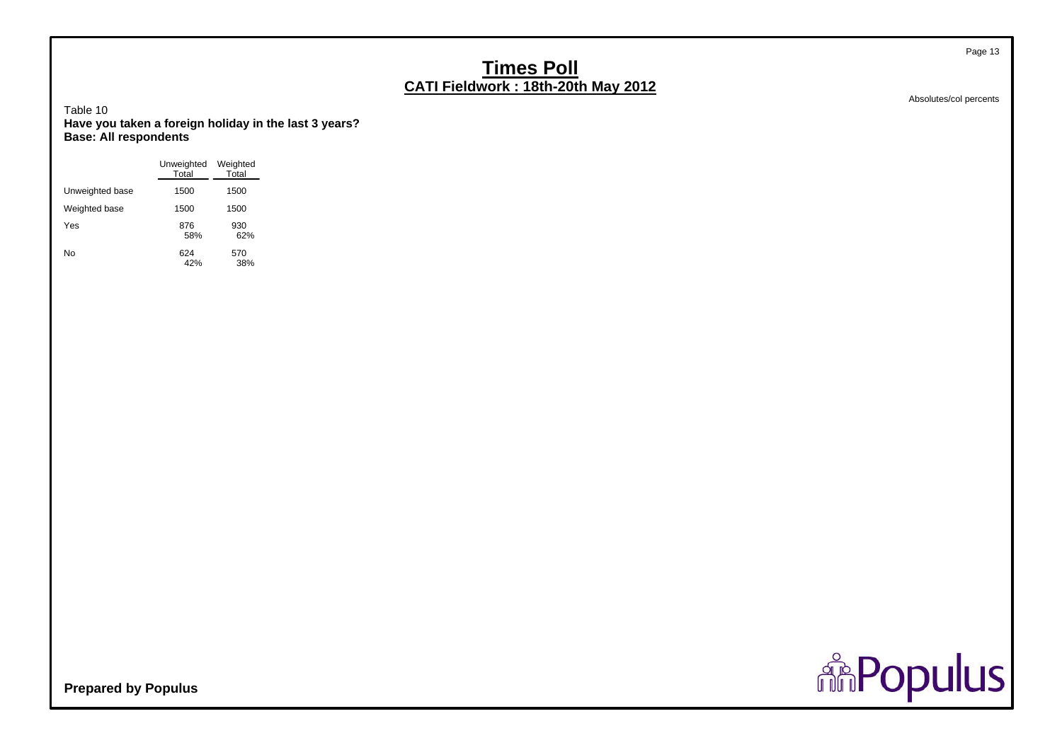# Times Poll
## CATI Fieldwork : 18th-20th May 2012

Absolutes/col percents

Table 10
**Have you taken a foreign holiday in the last 3 years?**
**Base: All respondents**

| | Unweighted Total | Weighted Total |
|---|---|---|
| Unweighted base | 1500 | 1500 |
| Weighted base | 1500 | 1500 |
| Yes | 876<br>58% | 930<br>62% |
| No | 624<br>42% | 570<br>38% |

**Prepared by Populus**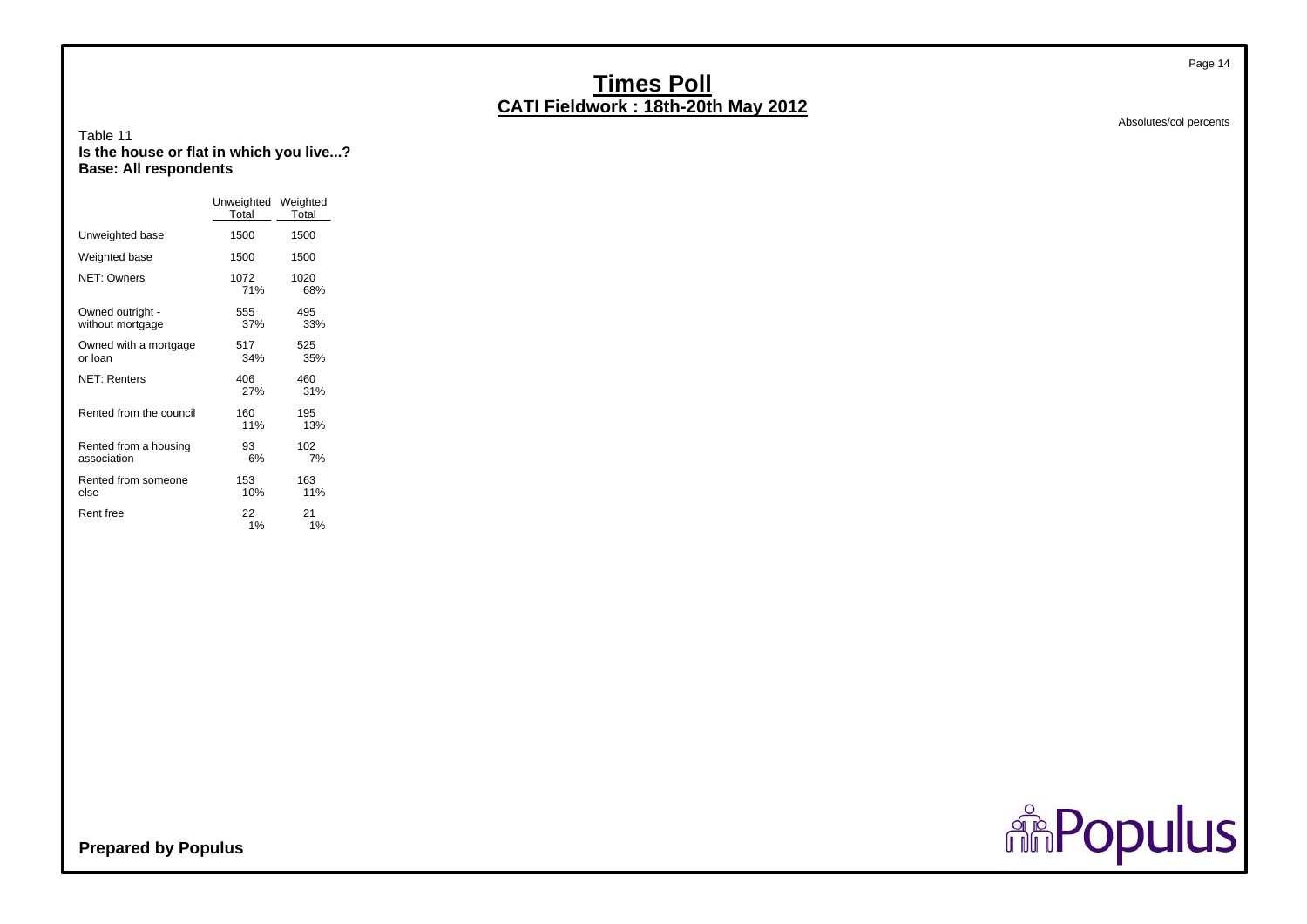# Times Poll

## CATI Fieldwork : 18th-20th May 2012

Absolutes/col percents

Table 11

**Is the house or flat in which you live...?**

**Base: All respondents**

| | Unweighted Total | Weighted Total |
|---|---|---|
| Unweighted base | 1500 | 1500 |
| Weighted base | 1500 | 1500 |
| NET: Owners | 1072<br>71% | 1020<br>68% |
| Owned outright - without mortgage | 555<br>37% | 495<br>33% |
| Owned with a mortgage or loan | 517<br>34% | 525<br>35% |
| NET: Renters | 406<br>27% | 460<br>31% |
| Rented from the council | 160<br>11% | 195<br>13% |
| Rented from a housing association | 93<br>6% | 102<br>7% |
| Rented from someone else | 153<br>10% | 163<br>11% |
| Rent free | 22<br>1% | 21<br>1% |

**Prepared by Populus**

Populus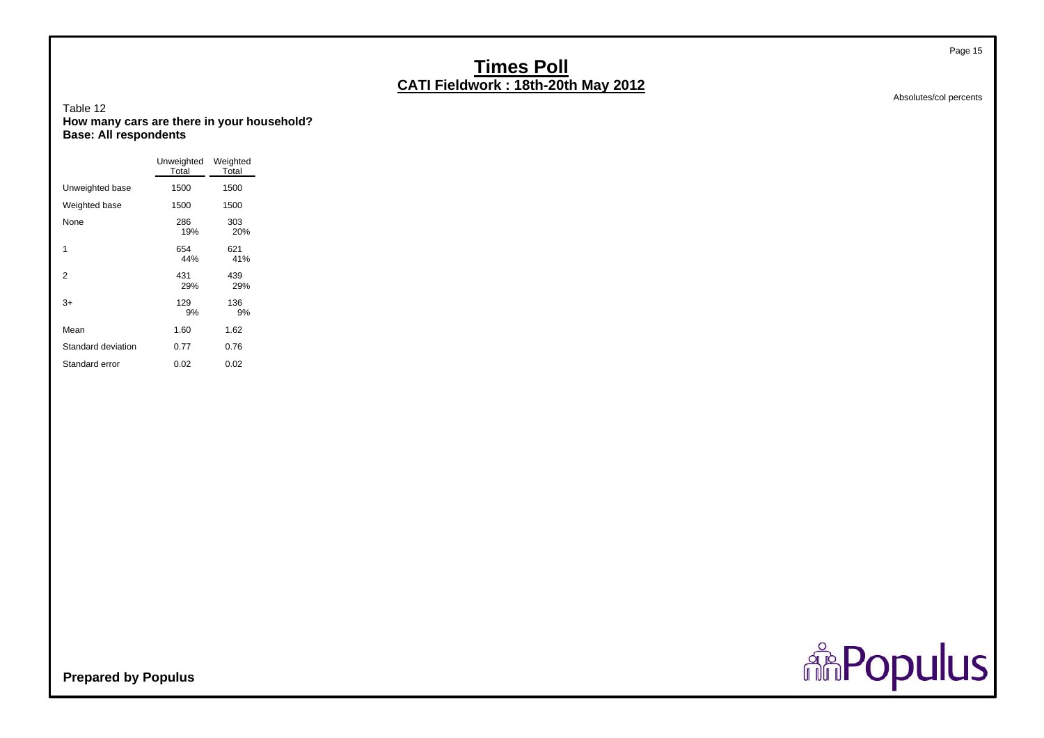# Times Poll

## CATI Fieldwork : 18th-20th May 2012

Absolutes/col percents

Table 12

**How many cars are there in your household?**
**Base: All respondents**

| | Unweighted Total | Weighted Total |
|---|---|---|
| Unweighted base | 1500 | 1500 |
| Weighted base | 1500 | 1500 |
| None | 286<br>19% | 303<br>20% |
| 1 | 654<br>44% | 621<br>41% |
| 2 | 431<br>29% | 439<br>29% |
| 3+ | 129<br>9% | 136<br>9% |
| Mean | 1.60 | 1.62 |
| Standard deviation | 0.77 | 0.76 |
| Standard error | 0.02 | 0.02 |

**Prepared by Populus**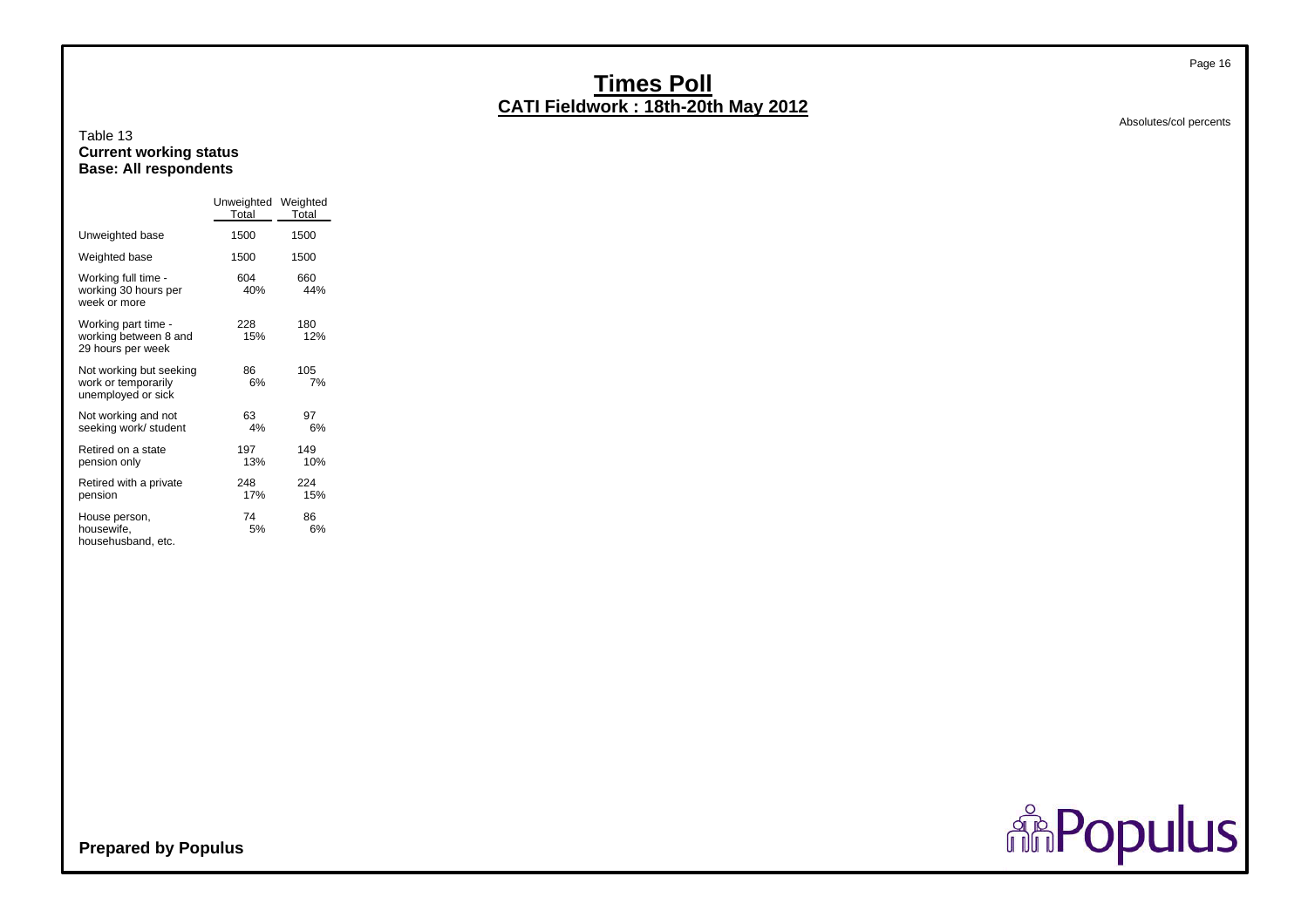# Times Poll

## CATI Fieldwork : 18th-20th May 2012

Absolutes/col percents

Table 13
**Current working status**
**Base: All respondents**

| | Unweighted Total | Weighted Total |
|---|---|---|
| Unweighted base | 1500 | 1500 |
| Weighted base | 1500 | 1500 |
| Working full time - working 30 hours per week or more | 604<br>40% | 660<br>44% |
| Working part time - working between 8 and 29 hours per week | 228<br>15% | 180<br>12% |
| Not working but seeking work or temporarily unemployed or sick | 86<br>6% | 105<br>7% |
| Not working and not seeking work/ student | 63<br>4% | 97<br>6% |
| Retired on a state pension only | 197<br>13% | 149<br>10% |
| Retired with a private pension | 248<br>17% | 224<br>15% |
| House person, housewife, househusband, etc. | 74<br>5% | 86<br>6% |

**Prepared by Populus**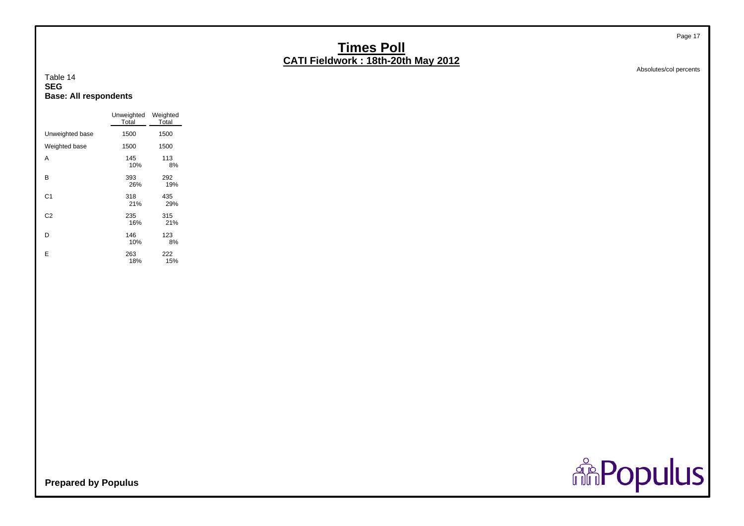# Times Poll
## CATI Fieldwork : 18th-20th May 2012

Absolutes/col percents

Table 14
**SEG**
**Base: All respondents**

| | Unweighted Total | Weighted Total |
|---|---|---|
| Unweighted base | 1500 | 1500 |
| Weighted base | 1500 | 1500 |
| A | 145<br>10% | 113<br>8% |
| B | 393<br>26% | 292<br>19% |
| C1 | 318<br>21% | 435<br>29% |
| C2 | 235<br>16% | 315<br>21% |
| D | 146<br>10% | 123<br>8% |
| E | 263<br>18% | 222<br>15% |

**Prepared by Populus**

Populus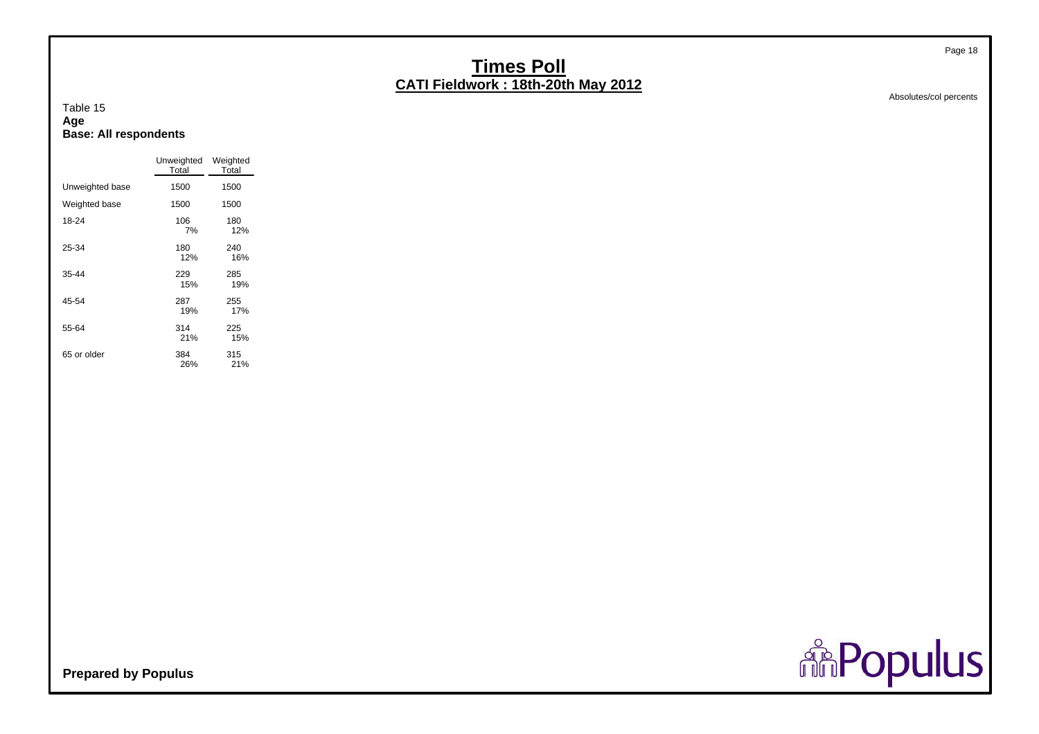# Times Poll
## CATI Fieldwork : 18th-20th May 2012

Absolutes/col percents

Table 15
**Age**
**Base: All respondents**

| | Unweighted Total | Weighted Total |
|---|---|---|
| Unweighted base | 1500 | 1500 |
| Weighted base | 1500 | 1500 |
| 18-24 | 106<br>7% | 180<br>12% |
| 25-34 | 180<br>12% | 240<br>16% |
| 35-44 | 229<br>15% | 285<br>19% |
| 45-54 | 287<br>19% | 255<br>17% |
| 55-64 | 314<br>21% | 225<br>15% |
| 65 or older | 384<br>26% | 315<br>21% |

**Prepared by Populus**

Populus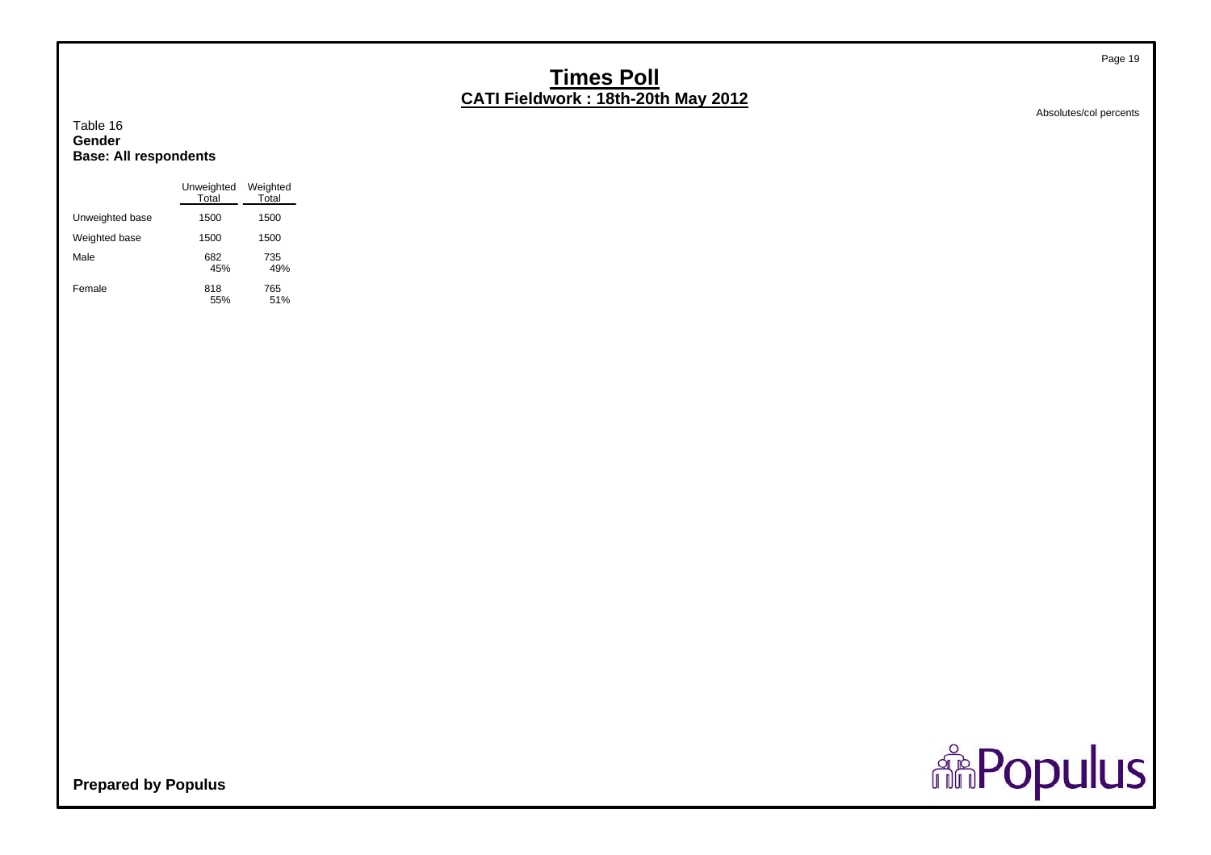# Times Poll

## CATI Fieldwork : 18th-20th May 2012

Absolutes/col percents

Table 16
**Gender**
**Base: All respondents**

| | Unweighted Total | Weighted Total |
|---|---|---|
| Unweighted base | 1500 | 1500 |
| Weighted base | 1500 | 1500 |
| Male | 682<br>45% | 735<br>49% |
| Female | 818<br>55% | 765<br>51% |

**Prepared by Populus**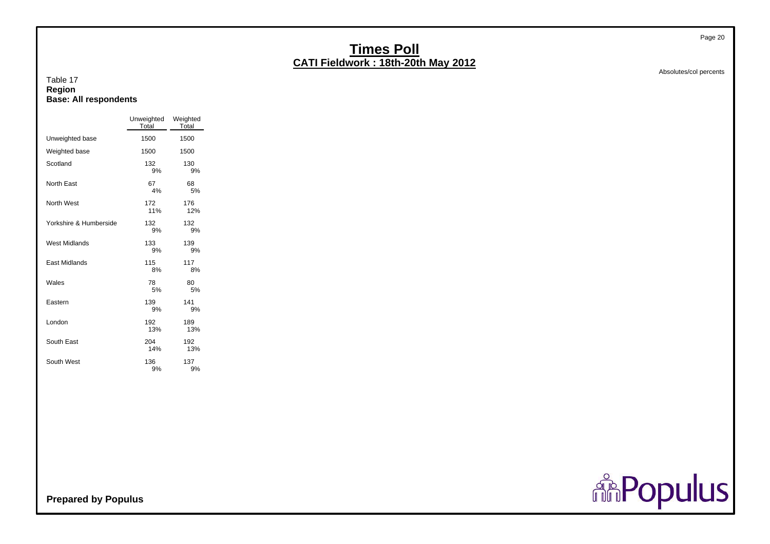# Times Poll

## CATI Fieldwork : 18th-20th May 2012

Absolutes/col percents

Table 17
**Region**
**Base: All respondents**

| | Unweighted Total | Weighted Total |
|---|---|---|
| Unweighted base | 1500 | 1500 |
| Weighted base | 1500 | 1500 |
| Scotland | 132<br>9% | 130<br>9% |
| North East | 67<br>4% | 68<br>5% |
| North West | 172<br>11% | 176<br>12% |
| Yorkshire & Humberside | 132<br>9% | 132<br>9% |
| West Midlands | 133<br>9% | 139<br>9% |
| East Midlands | 115<br>8% | 117<br>8% |
| Wales | 78<br>5% | 80<br>5% |
| Eastern | 139<br>9% | 141<br>9% |
| London | 192<br>13% | 189<br>13% |
| South East | 204<br>14% | 192<br>13% |
| South West | 136<br>9% | 137<br>9% |

**Prepared by Populus**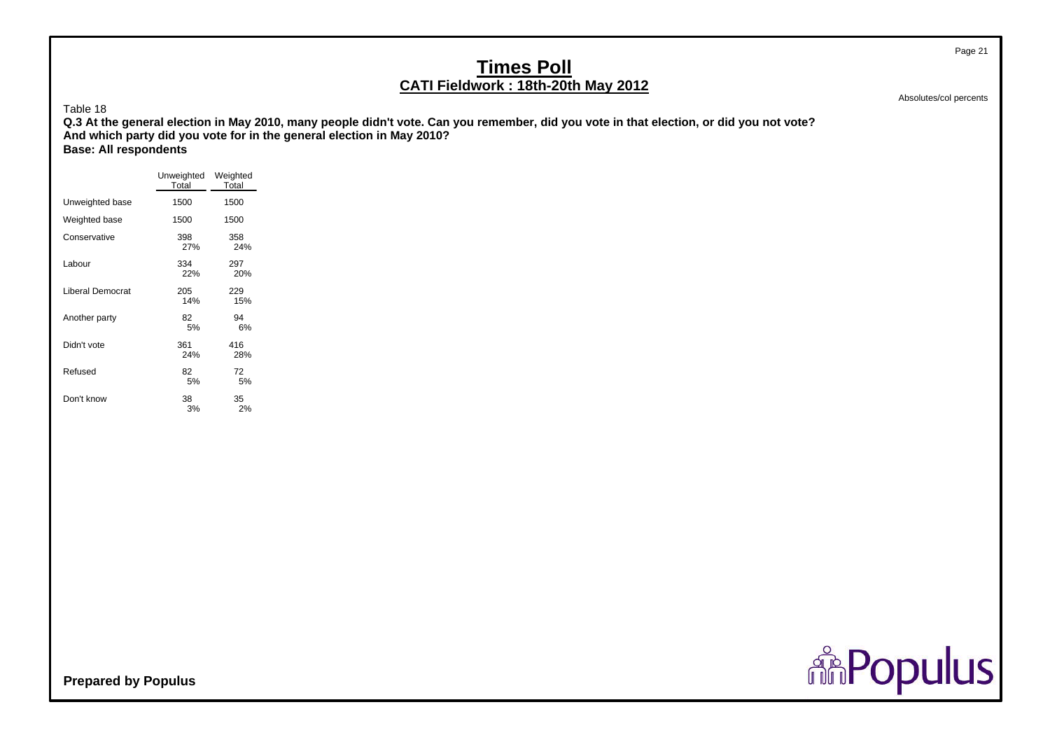# Times Poll

## CATI Fieldwork : 18th-20th May 2012

Absolutes/col percents

Table 18

**Q.3 At the general election in May 2010, many people didn't vote. Can you remember, did you vote in that election, or did you not vote?**
**And which party did you vote for in the general election in May 2010?**
**Base: All respondents**

| | Unweighted Total | Weighted Total |
|---|---|---|
| Unweighted base | 1500 | 1500 |
| Weighted base | 1500 | 1500 |
| Conservative | 398<br>27% | 358<br>24% |
| Labour | 334<br>22% | 297<br>20% |
| Liberal Democrat | 205<br>14% | 229<br>15% |
| Another party | 82<br>5% | 94<br>6% |
| Didn't vote | 361<br>24% | 416<br>28% |
| Refused | 82<br>5% | 72<br>5% |
| Don't know | 38<br>3% | 35<br>2% |

**Prepared by Populus**

Populus